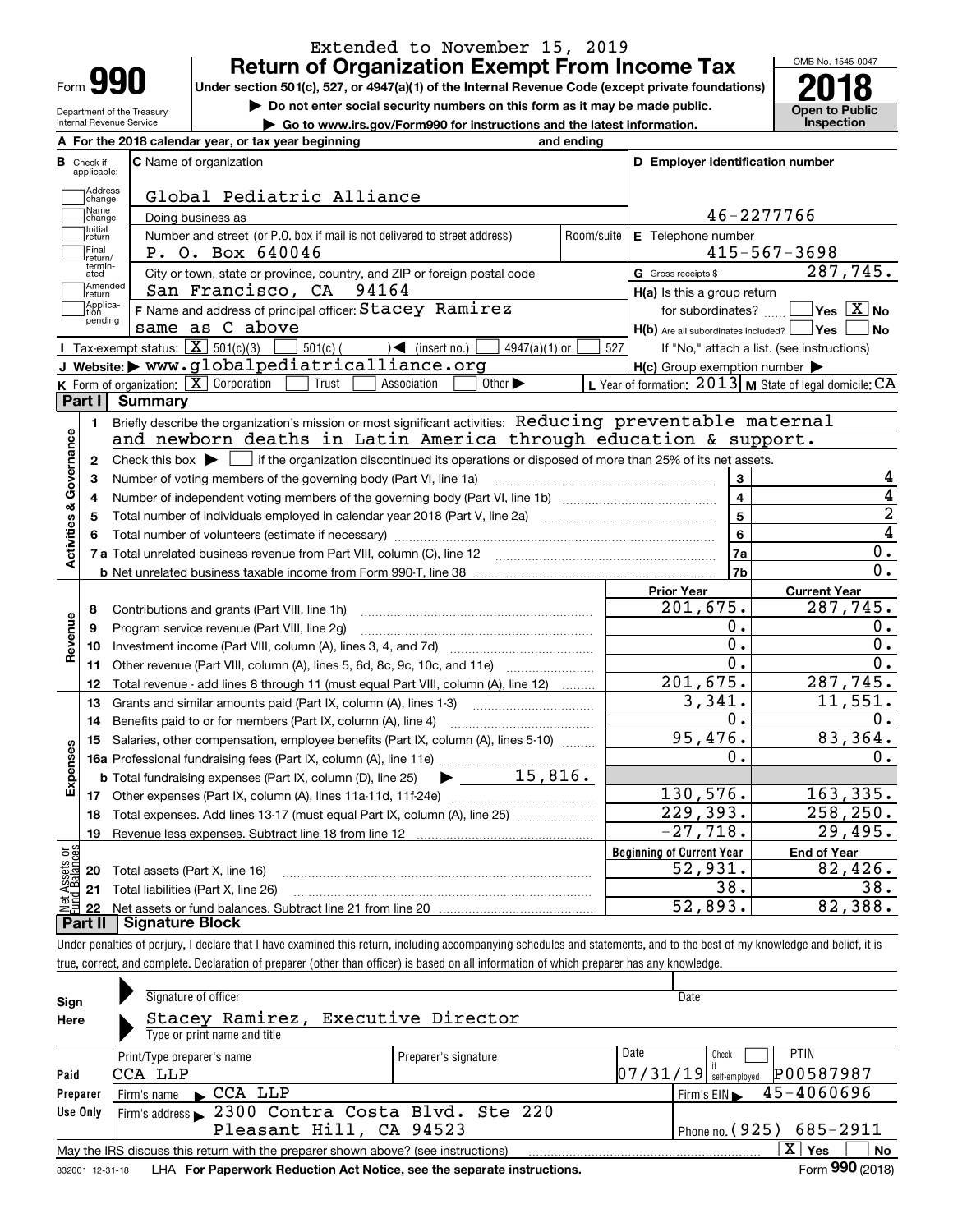Extended to November 15, 2019

# Form 990 — Return of Organization Exempt From Income Tax (2018)

Under section 501(c), 527, or 4947(a)(1) of the Internal Revenue Code (except private foundations)

▶ Do not enter social security numbers on this form as it may be made public.

▶ Go to www.irs.gov/Form990 for instructions and the latest information.

Department of the Treasury
Internal Revenue Service

OMB No. 1545-0047

**Open to Public Inspection**

**A** For the 2018 calendar year, or tax year beginning and ending

**B** Check if applicable: Address change, Name change, Initial return, Final return/terminated, Amended return, Application pending

**C** Name of organization: Global Pediatric Alliance

Doing business as

Number and street (or P.O. box if mail is not delivered to street address): P. O. Box 640046 — Room/suite

City or town, state or province, country, and ZIP or foreign postal code: San Francisco, CA 94164

**D** Employer identification number: 46-2277766

**E** Telephone number: 415-567-3698

**G** Gross receipts $ 287,745.

**F** Name and address of principal officer: Stacey Ramirez, same as C above

**H(a)** Is this a group return for subordinates? Yes [ ] No [X]

**H(b)** Are all subordinates included? Yes [ ] No [ ] — If "No," attach a list. (see instructions)

**H(c)** Group exemption number ▶

**I** Tax-exempt status: [X] 501(c)(3) [ ] 501(c) ( ) ◀ (insert no.) [ ] 4947(a)(1) or [ ] 527

**J** Website: ▶ www.globalpediatricalliance.org

**K** Form of organization: [X] Corporation [ ] Trust [ ] Association [ ] Other ▶

**L** Year of formation: 2013 **M** State of legal domicile: CA

## Part I Summary

**Activities & Governance**

1. Briefly describe the organization's mission or most significant activities: Reducing preventable maternal and newborn deaths in Latin America through education & support.
2. Check this box ▶ [ ] if the organization discontinued its operations or disposed of more than 25% of its net assets.

| Line | Description | | Value |
|---|---|---|---|
| 3 | Number of voting members of the governing body (Part VI, line 1a) | 3 | 4 |
| 4 | Number of independent voting members of the governing body (Part VI, line 1b) | 4 | 4 |
| 5 | Total number of individuals employed in calendar year 2018 (Part V, line 2a) | 5 | 2 |
| 6 | Total number of volunteers (estimate if necessary) | 6 | 4 |
| 7a | Total unrelated business revenue from Part VIII, column (C), line 12 | 7a | 0. |
| 7b | Net unrelated business taxable income from Form 990-T, line 38 | 7b | 0. |

| Line | Description | Prior Year | Current Year |
|---|---|---|---|
| **Revenue** | | | |
| 8 | Contributions and grants (Part VIII, line 1h) | 201,675. | 287,745. |
| 9 | Program service revenue (Part VIII, line 2g) | 0. | 0. |
| 10 | Investment income (Part VIII, column (A), lines 3, 4, and 7d) | 0. | 0. |
| 11 | Other revenue (Part VIII, column (A), lines 5, 6d, 8c, 9c, 10c, and 11e) | 0. | 0. |
| 12 | Total revenue - add lines 8 through 11 (must equal Part VIII, column (A), line 12) | 201,675. | 287,745. |
| **Expenses** | | | |
| 13 | Grants and similar amounts paid (Part IX, column (A), lines 1-3) | 3,341. | 11,551. |
| 14 | Benefits paid to or for members (Part IX, column (A), line 4) | 0. | 0. |
| 15 | Salaries, other compensation, employee benefits (Part IX, column (A), lines 5-10) | 95,476. | 83,364. |
| 16a | Professional fundraising fees (Part IX, column (A), line 11e) | 0. | 0. |
| b | Total fundraising expenses (Part IX, column (D), line 25) ▶ 15,816. | | |
| 17 | Other expenses (Part IX, column (A), lines 11a-11d, 11f-24e) | 130,576. | 163,335. |
| 18 | Total expenses. Add lines 13-17 (must equal Part IX, column (A), line 25) | 229,393. | 258,250. |
| 19 | Revenue less expenses. Subtract line 18 from line 12 | -27,718. | 29,495. |

| Line | Net Assets or Fund Balances | Beginning of Current Year | End of Year |
|---|---|---|---|
| 20 | Total assets (Part X, line 16) | 52,931. | 82,426. |
| 21 | Total liabilities (Part X, line 26) | 38. | 38. |
| 22 | Net assets or fund balances. Subtract line 21 from line 20 | 52,893. | 82,388. |

## Part II Signature Block

Under penalties of perjury, I declare that I have examined this return, including accompanying schedules and statements, and to the best of my knowledge and belief, it is true, correct, and complete. Declaration of preparer (other than officer) is based on all information of which preparer has any knowledge.

**Sign Here**

Signature of officer — Date

Stacey Ramirez, Executive Director
Type or print name and title

**Paid Preparer Use Only**

| Print/Type preparer's name | Preparer's signature | Date | Check if self-employed | PTIN |
|---|---|---|---|---|
| CCA LLP | | 07/31/19 | [ ] | P00587987 |

Firm's name ▶ CCA LLP — Firm's EIN ▶ 45-4060696

Firm's address ▶ 2300 Contra Costa Blvd. Ste 220, Pleasant Hill, CA 94523 — Phone no. (925) 685-2911

May the IRS discuss this return with the preparer shown above? (see instructions) [X] Yes [ ] No

832001 12-31-18 LHA For Paperwork Reduction Act Notice, see the separate instructions. Form **990** (2018)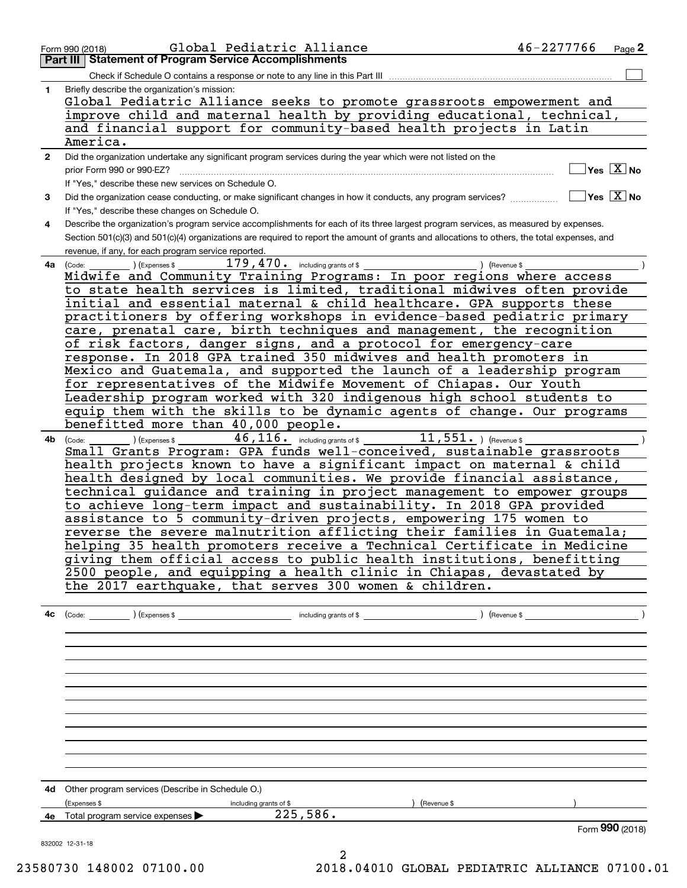Form 990 (2018) Global Pediatric Alliance 46-2277766 Page 2

## Part III Statement of Program Service Accomplishments

Check if Schedule O contains a response or note to any line in this Part III [ ]

**1** Briefly describe the organization's mission:

Global Pediatric Alliance seeks to promote grassroots empowerment and improve child and maternal health by providing educational, technical, and financial support for community-based health projects in Latin America.

**2** Did the organization undertake any significant program services during the year which were not listed on the prior Form 990 or 990-EZ? [ ] Yes [X] No

If "Yes," describe these new services on Schedule O.

**3** Did the organization cease conducting, or make significant changes in how it conducts, any program services? [ ] Yes [X] No

If "Yes," describe these changes on Schedule O.

**4** Describe the organization's program service accomplishments for each of its three largest program services, as measured by expenses. Section 501(c)(3) and 501(c)(4) organizations are required to report the amount of grants and allocations to others, the total expenses, and revenue, if any, for each program service reported.

**4a** (Code: ) (Expenses $ 179,470. including grants of $ ) (Revenue $ )

Midwife and Community Training Programs: In poor regions where access to state health services is limited, traditional midwives often provide initial and essential maternal & child healthcare. GPA supports these practitioners by offering workshops in evidence-based pediatric primary care, prenatal care, birth techniques and management, the recognition of risk factors, danger signs, and a protocol for emergency-care response. In 2018 GPA trained 350 midwives and health promoters in Mexico and Guatemala, and supported the launch of a leadership program for representatives of the Midwife Movement of Chiapas. Our Youth Leadership program worked with 320 indigenous high school students to equip them with the skills to be dynamic agents of change. Our programs benefitted more than 40,000 people.

**4b** (Code: ) (Expenses $ 46,116. including grants of $ 11,551. ) (Revenue $ )

Small Grants Program: GPA funds well-conceived, sustainable grassroots health projects known to have a significant impact on maternal & child health designed by local communities. We provide financial assistance, technical guidance and training in project management to empower groups to achieve long-term impact and sustainability. In 2018 GPA provided assistance to 5 community-driven projects, empowering 175 women to reverse the severe malnutrition afflicting their families in Guatemala; helping 35 health promoters receive a Technical Certificate in Medicine giving them official access to public health institutions, benefitting 2500 people, and equipping a health clinic in Chiapas, devastated by the 2017 earthquake, that serves 300 women & children.

**4c** (Code: ) (Expenses $ including grants of $ ) (Revenue $ )

**4d** Other program services (Describe in Schedule O.)

(Expenses $ including grants of $ ) (Revenue $ )

**4e** Total program service expenses ▶ 225,586.

Form **990** (2018)

832002 12-31-18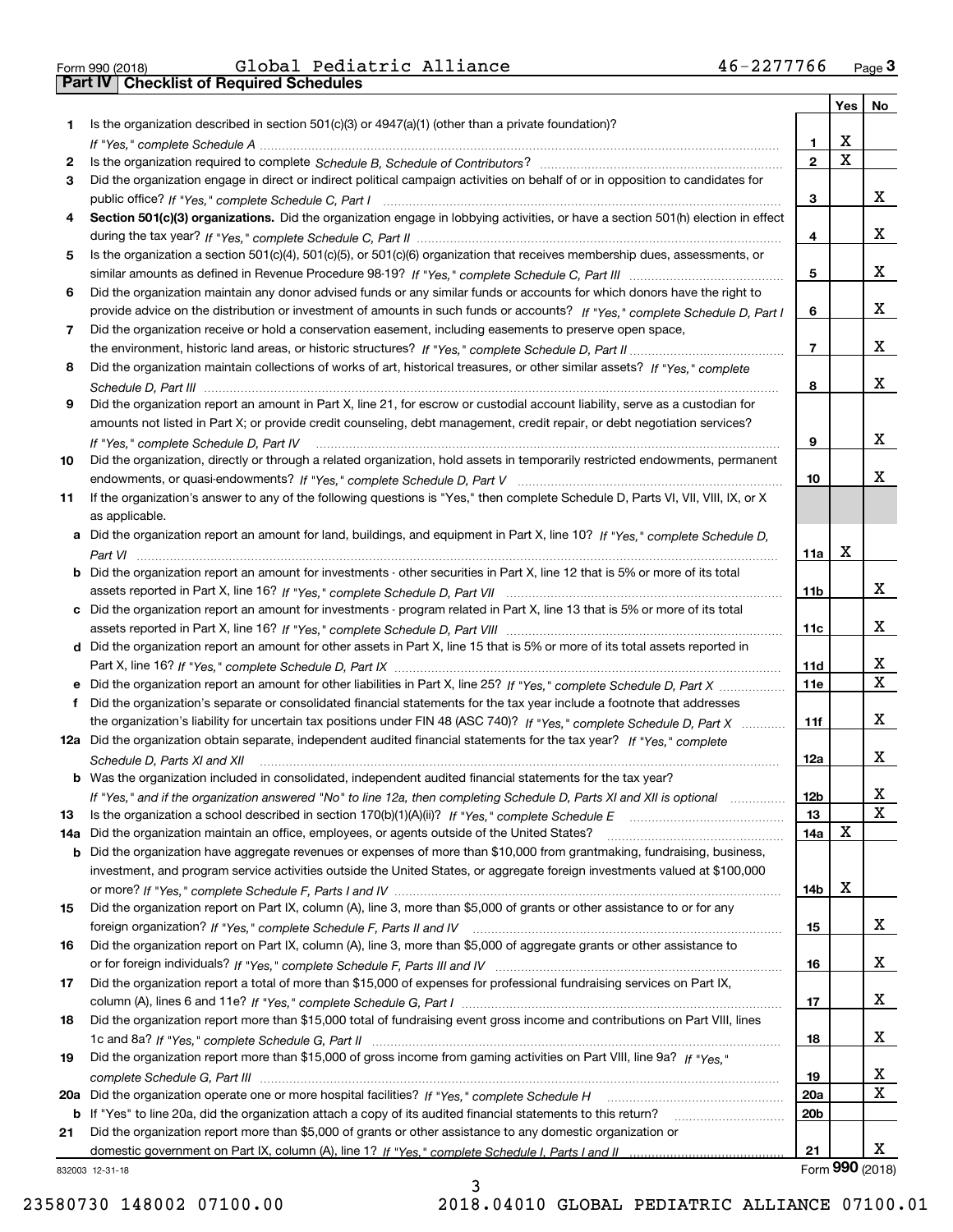Form 990 (2018) Global Pediatric Alliance 46-2277766 Page 3

## Part IV Checklist of Required Schedules

| | | | Yes | No |
|---|---|---|---|---|
| 1 | Is the organization described in section 501(c)(3) or 4947(a)(1) (other than a private foundation)? *If "Yes," complete Schedule A* | 1 | X | |
| 2 | Is the organization required to complete *Schedule B, Schedule of Contributors*? | 2 | X | |
| 3 | Did the organization engage in direct or indirect political campaign activities on behalf of or in opposition to candidates for public office? *If "Yes," complete Schedule C, Part I* | 3 | | X |
| 4 | **Section 501(c)(3) organizations.** Did the organization engage in lobbying activities, or have a section 501(h) election in effect during the tax year? *If "Yes," complete Schedule C, Part II* | 4 | | X |
| 5 | Is the organization a section 501(c)(4), 501(c)(5), or 501(c)(6) organization that receives membership dues, assessments, or similar amounts as defined in Revenue Procedure 98-19? *If "Yes," complete Schedule C, Part III* | 5 | | X |
| 6 | Did the organization maintain any donor advised funds or any similar funds or accounts for which donors have the right to provide advice on the distribution or investment of amounts in such funds or accounts? *If "Yes," complete Schedule D, Part I* | 6 | | X |
| 7 | Did the organization receive or hold a conservation easement, including easements to preserve open space, the environment, historic land areas, or historic structures? *If "Yes," complete Schedule D, Part II* | 7 | | X |
| 8 | Did the organization maintain collections of works of art, historical treasures, or other similar assets? *If "Yes," complete Schedule D, Part III* | 8 | | X |
| 9 | Did the organization report an amount in Part X, line 21, for escrow or custodial account liability, serve as a custodian for amounts not listed in Part X; or provide credit counseling, debt management, credit repair, or debt negotiation services? *If "Yes," complete Schedule D, Part IV* | 9 | | X |
| 10 | Did the organization, directly or through a related organization, hold assets in temporarily restricted endowments, permanent endowments, or quasi-endowments? *If "Yes," complete Schedule D, Part V* | 10 | | X |
| 11 | If the organization's answer to any of the following questions is "Yes," then complete Schedule D, Parts VI, VII, VIII, IX, or X as applicable. | | | |
| a | Did the organization report an amount for land, buildings, and equipment in Part X, line 10? *If "Yes," complete Schedule D, Part VI* | 11a | X | |
| b | Did the organization report an amount for investments - other securities in Part X, line 12 that is 5% or more of its total assets reported in Part X, line 16? *If "Yes," complete Schedule D, Part VII* | 11b | | X |
| c | Did the organization report an amount for investments - program related in Part X, line 13 that is 5% or more of its total assets reported in Part X, line 16? *If "Yes," complete Schedule D, Part VIII* | 11c | | X |
| d | Did the organization report an amount for other assets in Part X, line 15 that is 5% or more of its total assets reported in Part X, line 16? *If "Yes," complete Schedule D, Part IX* | 11d | | X |
| e | Did the organization report an amount for other liabilities in Part X, line 25? *If "Yes," complete Schedule D, Part X* | 11e | | X |
| f | Did the organization's separate or consolidated financial statements for the tax year include a footnote that addresses the organization's liability for uncertain tax positions under FIN 48 (ASC 740)? *If "Yes," complete Schedule D, Part X* | 11f | | X |
| 12a | Did the organization obtain separate, independent audited financial statements for the tax year? *If "Yes," complete Schedule D, Parts XI and XII* | 12a | | X |
| b | Was the organization included in consolidated, independent audited financial statements for the tax year? *If "Yes," and if the organization answered "No" to line 12a, then completing Schedule D, Parts XI and XII is optional* | 12b | | X |
| 13 | Is the organization a school described in section 170(b)(1)(A)(ii)? *If "Yes," complete Schedule E* | 13 | | X |
| 14a | Did the organization maintain an office, employees, or agents outside of the United States? | 14a | X | |
| b | Did the organization have aggregate revenues or expenses of more than $10,000 from grantmaking, fundraising, business, investment, and program service activities outside the United States, or aggregate foreign investments valued at $100,000 or more? *If "Yes," complete Schedule F, Parts I and IV* | 14b | X | |
| 15 | Did the organization report on Part IX, column (A), line 3, more than $5,000 of grants or other assistance to or for any foreign organization? *If "Yes," complete Schedule F, Parts II and IV* | 15 | | X |
| 16 | Did the organization report on Part IX, column (A), line 3, more than $5,000 of aggregate grants or other assistance to or for foreign individuals? *If "Yes," complete Schedule F, Parts III and IV* | 16 | | X |
| 17 | Did the organization report a total of more than $15,000 of expenses for professional fundraising services on Part IX, column (A), lines 6 and 11e? *If "Yes," complete Schedule G, Part I* | 17 | | X |
| 18 | Did the organization report more than $15,000 total of fundraising event gross income and contributions on Part VIII, lines 1c and 8a? *If "Yes," complete Schedule G, Part II* | 18 | | X |
| 19 | Did the organization report more than $15,000 of gross income from gaming activities on Part VIII, line 9a? *If "Yes," complete Schedule G, Part III* | 19 | | X |
| 20a | Did the organization operate one or more hospital facilities? *If "Yes," complete Schedule H* | 20a | | X |
| b | If "Yes" to line 20a, did the organization attach a copy of its audited financial statements to this return? | 20b | | |
| 21 | Did the organization report more than $5,000 of grants or other assistance to any domestic organization or domestic government on Part IX, column (A), line 1? *If "Yes," complete Schedule I, Parts I and II* | 21 | | X |

832003 12-31-18 Form **990** (2018)

23580730 148002 07100.00 2018.04010 GLOBAL PEDIATRIC ALLIANCE 07100.01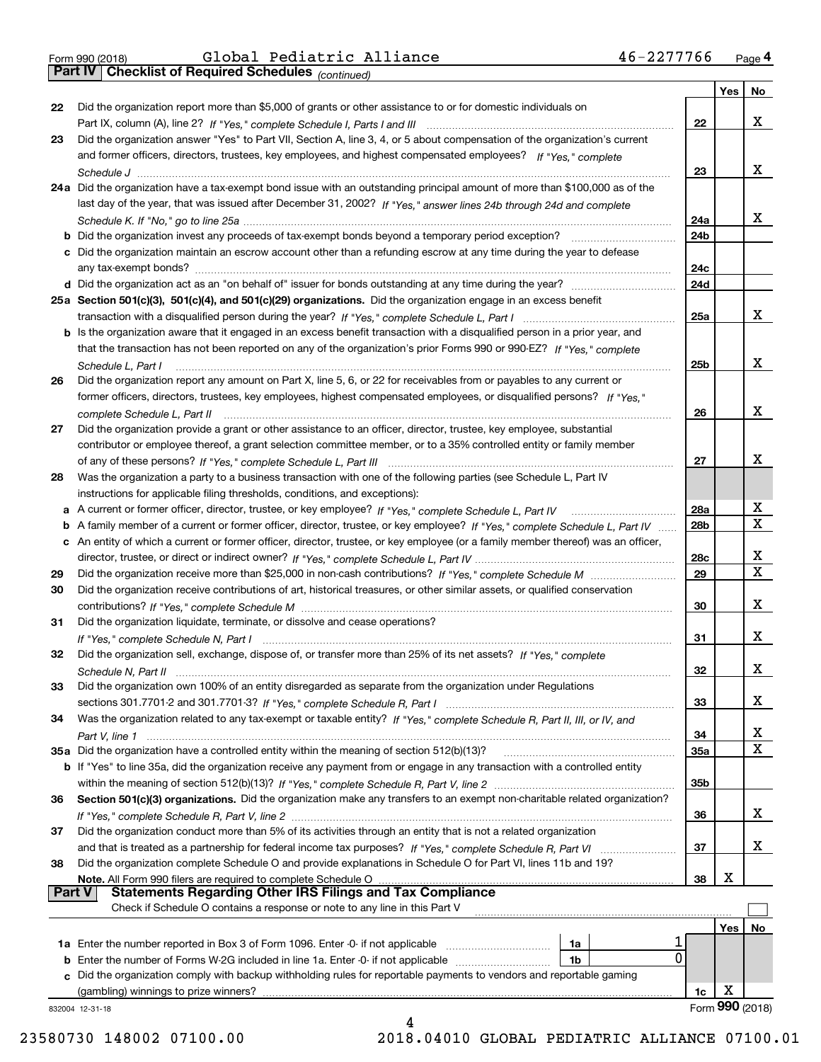Form 990 (2018) Global Pediatric Alliance 46-2277766 Page 4

## Part IV Checklist of Required Schedules *(continued)*

| | | | Yes | No |
|---|---|---|---|---|
| 22 | Did the organization report more than $5,000 of grants or other assistance to or for domestic individuals on Part IX, column (A), line 2? *If "Yes," complete Schedule I, Parts I and III* | 22 | | X |
| 23 | Did the organization answer "Yes" to Part VII, Section A, line 3, 4, or 5 about compensation of the organization's current and former officers, directors, trustees, key employees, and highest compensated employees? *If "Yes," complete Schedule J* | 23 | | X |
| 24a | Did the organization have a tax-exempt bond issue with an outstanding principal amount of more than $100,000 as of the last day of the year, that was issued after December 31, 2002? *If "Yes," answer lines 24b through 24d and complete Schedule K. If "No," go to line 25a* | 24a | | X |
| b | Did the organization invest any proceeds of tax-exempt bonds beyond a temporary period exception? | 24b | | |
| c | Did the organization maintain an escrow account other than a refunding escrow at any time during the year to defease any tax-exempt bonds? | 24c | | |
| d | Did the organization act as an "on behalf of" issuer for bonds outstanding at any time during the year? | 24d | | |
| 25a | **Section 501(c)(3), 501(c)(4), and 501(c)(29) organizations.** Did the organization engage in an excess benefit transaction with a disqualified person during the year? *If "Yes," complete Schedule L, Part I* | 25a | | X |
| b | Is the organization aware that it engaged in an excess benefit transaction with a disqualified person in a prior year, and that the transaction has not been reported on any of the organization's prior Forms 990 or 990-EZ? *If "Yes," complete Schedule L, Part I* | 25b | | X |
| 26 | Did the organization report any amount on Part X, line 5, 6, or 22 for receivables from or payables to any current or former officers, directors, trustees, key employees, highest compensated employees, or disqualified persons? *If "Yes," complete Schedule L, Part II* | 26 | | X |
| 27 | Did the organization provide a grant or other assistance to an officer, director, trustee, key employee, substantial contributor or employee thereof, a grant selection committee member, or to a 35% controlled entity or family member of any of these persons? *If "Yes," complete Schedule L, Part III* | 27 | | X |
| 28 | Was the organization a party to a business transaction with one of the following parties (see Schedule L, Part IV instructions for applicable filing thresholds, conditions, and exceptions): | | | |
| a | A current or former officer, director, trustee, or key employee? *If "Yes," complete Schedule L, Part IV* | 28a | | X |
| b | A family member of a current or former officer, director, trustee, or key employee? *If "Yes," complete Schedule L, Part IV* | 28b | | X |
| c | An entity of which a current or former officer, director, trustee, or key employee (or a family member thereof) was an officer, director, trustee, or direct or indirect owner? *If "Yes," complete Schedule L, Part IV* | 28c | | X |
| 29 | Did the organization receive more than $25,000 in non-cash contributions? *If "Yes," complete Schedule M* | 29 | | X |
| 30 | Did the organization receive contributions of art, historical treasures, or other similar assets, or qualified conservation contributions? *If "Yes," complete Schedule M* | 30 | | X |
| 31 | Did the organization liquidate, terminate, or dissolve and cease operations? *If "Yes," complete Schedule N, Part I* | 31 | | X |
| 32 | Did the organization sell, exchange, dispose of, or transfer more than 25% of its net assets? *If "Yes," complete Schedule N, Part II* | 32 | | X |
| 33 | Did the organization own 100% of an entity disregarded as separate from the organization under Regulations sections 301.7701-2 and 301.7701-3? *If "Yes," complete Schedule R, Part I* | 33 | | X |
| 34 | Was the organization related to any tax-exempt or taxable entity? *If "Yes," complete Schedule R, Part II, III, or IV, and Part V, line 1* | 34 | | X |
| 35a | Did the organization have a controlled entity within the meaning of section 512(b)(13)? | 35a | | X |
| b | If "Yes" to line 35a, did the organization receive any payment from or engage in any transaction with a controlled entity within the meaning of section 512(b)(13)? *If "Yes," complete Schedule R, Part V, line 2* | 35b | | |
| 36 | **Section 501(c)(3) organizations.** Did the organization make any transfers to an exempt non-charitable related organization? *If "Yes," complete Schedule R, Part V, line 2* | 36 | | X |
| 37 | Did the organization conduct more than 5% of its activities through an entity that is not a related organization and that is treated as a partnership for federal income tax purposes? *If "Yes," complete Schedule R, Part VI* | 37 | | X |
| 38 | Did the organization complete Schedule O and provide explanations in Schedule O for Part VI, lines 11b and 19? **Note.** All Form 990 filers are required to complete Schedule O | 38 | X | |

## Part V Statements Regarding Other IRS Filings and Tax Compliance

Check if Schedule O contains a response or note to any line in this Part V ☐

| | | | | | Yes | No |
|---|---|---|---|---|---|---|
| 1a | Enter the number reported in Box 3 of Form 1096. Enter -0- if not applicable | 1a | 1 | | | |
| b | Enter the number of Forms W-2G included in line 1a. Enter -0- if not applicable | 1b | 0 | | | |
| c | Did the organization comply with backup withholding rules for reportable payments to vendors and reportable gaming (gambling) winnings to prize winners? | | | 1c | X | |

832004 12-31-18

Form **990** (2018)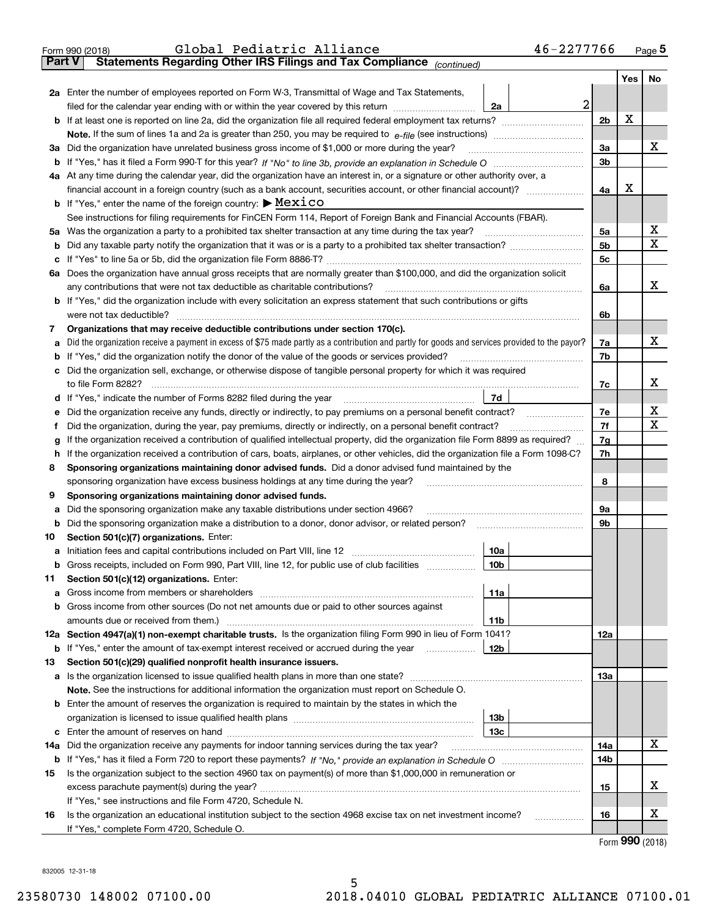Form 990 (2018) Global Pediatric Alliance 46-2277766 Page 5

## Part V Statements Regarding Other IRS Filings and Tax Compliance *(continued)*

| | | | | | Yes | No |
|---|---|---|---|---|---|---|
| **2a** | Enter the number of employees reported on Form W-3, Transmittal of Wage and Tax Statements, filed for the calendar year ending with or within the year covered by this return | 2a | 2 | | | |
| **b** | If at least one is reported on line 2a, did the organization file all required federal employment tax returns? | | | 2b | X | |
| | **Note.** If the sum of lines 1a and 2a is greater than 250, you may be required to *e-file* (see instructions) | | | | | |
| **3a** | Did the organization have unrelated business gross income of $1,000 or more during the year? | | | 3a | | X |
| **b** | If "Yes," has it filed a Form 990-T for this year? *If "No" to line 3b, provide an explanation in Schedule O* | | | 3b | | |
| **4a** | At any time during the calendar year, did the organization have an interest in, or a signature or other authority over, a financial account in a foreign country (such as a bank account, securities account, or other financial account)? | | | 4a | X | |
| **b** | If "Yes," enter the name of the foreign country: ▶ Mexico | | | | | |
| | See instructions for filing requirements for FinCEN Form 114, Report of Foreign Bank and Financial Accounts (FBAR). | | | | | |
| **5a** | Was the organization a party to a prohibited tax shelter transaction at any time during the tax year? | | | 5a | | X |
| **b** | Did any taxable party notify the organization that it was or is a party to a prohibited tax shelter transaction? | | | 5b | | X |
| **c** | If "Yes" to line 5a or 5b, did the organization file Form 8886-T? | | | 5c | | |
| **6a** | Does the organization have annual gross receipts that are normally greater than $100,000, and did the organization solicit any contributions that were not tax deductible as charitable contributions? | | | 6a | | X |
| **b** | If "Yes," did the organization include with every solicitation an express statement that such contributions or gifts were not tax deductible? | | | 6b | | |
| **7** | **Organizations that may receive deductible contributions under section 170(c).** | | | | | |
| **a** | Did the organization receive a payment in excess of $75 made partly as a contribution and partly for goods and services provided to the payor? | | | 7a | | X |
| **b** | If "Yes," did the organization notify the donor of the value of the goods or services provided? | | | 7b | | |
| **c** | Did the organization sell, exchange, or otherwise dispose of tangible personal property for which it was required to file Form 8282? | | | 7c | | X |
| **d** | If "Yes," indicate the number of Forms 8282 filed during the year | 7d | | | | |
| **e** | Did the organization receive any funds, directly or indirectly, to pay premiums on a personal benefit contract? | | | 7e | | X |
| **f** | Did the organization, during the year, pay premiums, directly or indirectly, on a personal benefit contract? | | | 7f | | X |
| **g** | If the organization received a contribution of qualified intellectual property, did the organization file Form 8899 as required? | | | 7g | | |
| **h** | If the organization received a contribution of cars, boats, airplanes, or other vehicles, did the organization file a Form 1098-C? | | | 7h | | |
| **8** | **Sponsoring organizations maintaining donor advised funds.** Did a donor advised fund maintained by the sponsoring organization have excess business holdings at any time during the year? | | | 8 | | |
| **9** | **Sponsoring organizations maintaining donor advised funds.** | | | | | |
| **a** | Did the sponsoring organization make any taxable distributions under section 4966? | | | 9a | | |
| **b** | Did the sponsoring organization make a distribution to a donor, donor advisor, or related person? | | | 9b | | |
| **10** | **Section 501(c)(7) organizations.** Enter: | | | | | |
| **a** | Initiation fees and capital contributions included on Part VIII, line 12 | 10a | | | | |
| **b** | Gross receipts, included on Form 990, Part VIII, line 12, for public use of club facilities | 10b | | | | |
| **11** | **Section 501(c)(12) organizations.** Enter: | | | | | |
| **a** | Gross income from members or shareholders | 11a | | | | |
| **b** | Gross income from other sources (Do not net amounts due or paid to other sources against amounts due or received from them.) | 11b | | | | |
| **12a** | **Section 4947(a)(1) non-exempt charitable trusts.** Is the organization filing Form 990 in lieu of Form 1041? | | | 12a | | |
| **b** | If "Yes," enter the amount of tax-exempt interest received or accrued during the year | 12b | | | | |
| **13** | **Section 501(c)(29) qualified nonprofit health insurance issuers.** | | | | | |
| **a** | Is the organization licensed to issue qualified health plans in more than one state? | | | 13a | | |
| | **Note.** See the instructions for additional information the organization must report on Schedule O. | | | | | |
| **b** | Enter the amount of reserves the organization is required to maintain by the states in which the organization is licensed to issue qualified health plans | 13b | | | | |
| **c** | Enter the amount of reserves on hand | 13c | | | | |
| **14a** | Did the organization receive any payments for indoor tanning services during the tax year? | | | 14a | | X |
| **b** | If "Yes," has it filed a Form 720 to report these payments? *If "No," provide an explanation in Schedule O* | | | 14b | | |
| **15** | Is the organization subject to the section 4960 tax on payment(s) of more than $1,000,000 in remuneration or excess parachute payment(s) during the year? | | | 15 | | X |
| | If "Yes," see instructions and file Form 4720, Schedule N. | | | | | |
| **16** | Is the organization an educational institution subject to the section 4968 excise tax on net investment income? | | | 16 | | X |
| | If "Yes," complete Form 4720, Schedule O. | | | | | |

Form **990** (2018)

832005 12-31-18

23580730 148002 07100.00 2018.04010 GLOBAL PEDIATRIC ALLIANCE 07100.01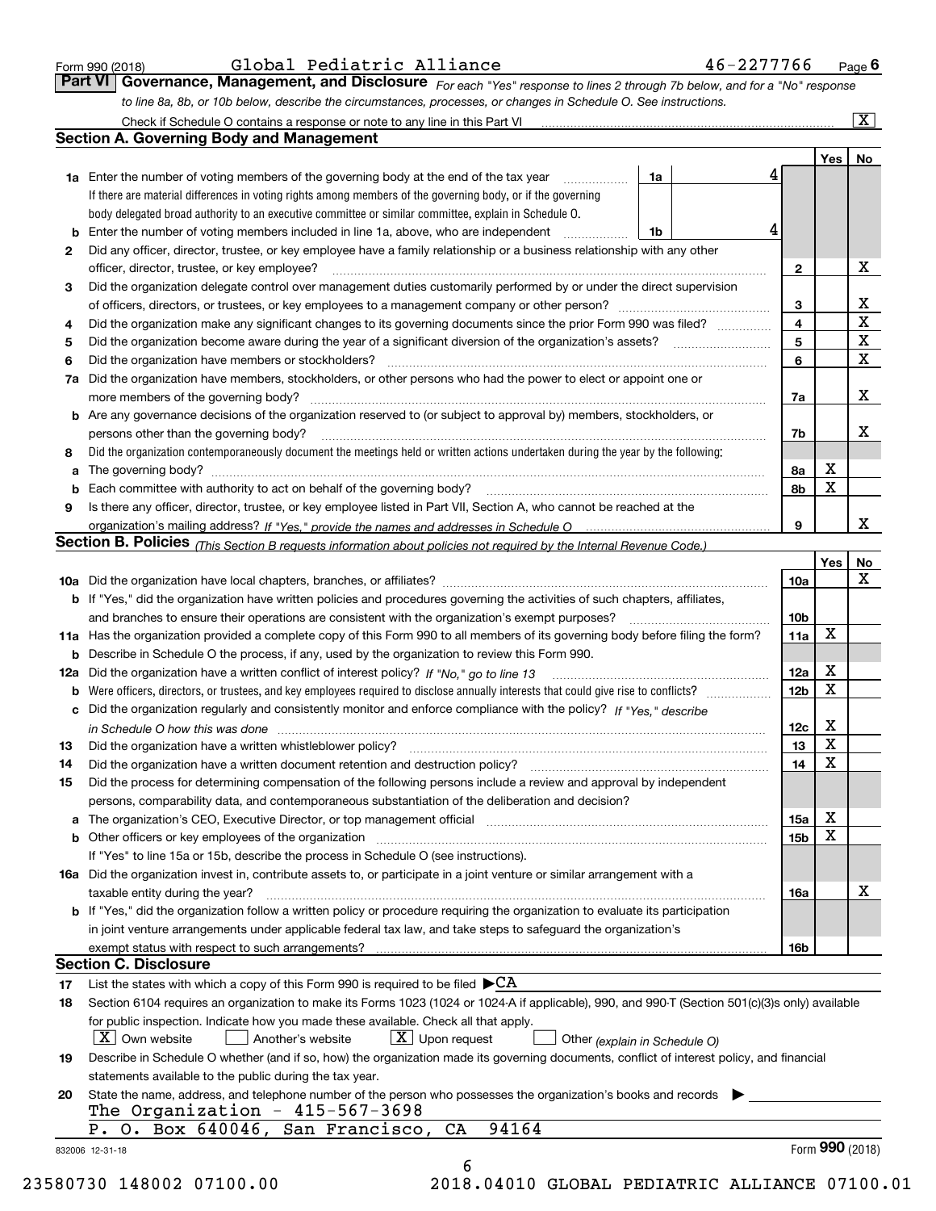Form 990 (2018) Global Pediatric Alliance 46-2277766 Page 6

## Part VI Governance, Management, and Disclosure

*For each "Yes" response to lines 2 through 7b below, and for a "No" response to line 8a, 8b, or 10b below, describe the circumstances, processes, or changes in Schedule O. See instructions.*

Check if Schedule O contains a response or note to any line in this Part VI [X]

### Section A. Governing Body and Management

| | | | Yes | No |
|---|---|---|---|---|
| **1a** | Enter the number of voting members of the governing body at the end of the tax year — **1a** 4. If there are material differences in voting rights among members of the governing body, or if the governing body delegated broad authority to an executive committee or similar committee, explain in Schedule O. | | | |
| **b** | Enter the number of voting members included in line 1a, above, who are independent — **1b** 4 | | | |
| **2** | Did any officer, director, trustee, or key employee have a family relationship or a business relationship with any other officer, director, trustee, or key employee? | 2 | | X |
| **3** | Did the organization delegate control over management duties customarily performed by or under the direct supervision of officers, directors, or trustees, or key employees to a management company or other person? | 3 | | X |
| **4** | Did the organization make any significant changes to its governing documents since the prior Form 990 was filed? | 4 | | X |
| **5** | Did the organization become aware during the year of a significant diversion of the organization's assets? | 5 | | X |
| **6** | Did the organization have members or stockholders? | 6 | | X |
| **7a** | Did the organization have members, stockholders, or other persons who had the power to elect or appoint one or more members of the governing body? | 7a | | X |
| **b** | Are any governance decisions of the organization reserved to (or subject to approval by) members, stockholders, or persons other than the governing body? | 7b | | X |
| **8** | Did the organization contemporaneously document the meetings held or written actions undertaken during the year by the following: | | | |
| **a** | The governing body? | 8a | X | |
| **b** | Each committee with authority to act on behalf of the governing body? | 8b | X | |
| **9** | Is there any officer, director, trustee, or key employee listed in Part VII, Section A, who cannot be reached at the organization's mailing address? *If "Yes," provide the names and addresses in Schedule O* | 9 | | X |

### Section B. Policies *(This Section B requests information about policies not required by the Internal Revenue Code.)*

| | | | Yes | No |
|---|---|---|---|---|
| **10a** | Did the organization have local chapters, branches, or affiliates? | 10a | | X |
| **b** | If "Yes," did the organization have written policies and procedures governing the activities of such chapters, affiliates, and branches to ensure their operations are consistent with the organization's exempt purposes? | 10b | | |
| **11a** | Has the organization provided a complete copy of this Form 990 to all members of its governing body before filing the form? | 11a | X | |
| **b** | Describe in Schedule O the process, if any, used by the organization to review this Form 990. | | | |
| **12a** | Did the organization have a written conflict of interest policy? *If "No," go to line 13* | 12a | X | |
| **b** | Were officers, directors, or trustees, and key employees required to disclose annually interests that could give rise to conflicts? | 12b | X | |
| **c** | Did the organization regularly and consistently monitor and enforce compliance with the policy? *If "Yes," describe in Schedule O how this was done* | 12c | X | |
| **13** | Did the organization have a written whistleblower policy? | 13 | X | |
| **14** | Did the organization have a written document retention and destruction policy? | 14 | X | |
| **15** | Did the process for determining compensation of the following persons include a review and approval by independent persons, comparability data, and contemporaneous substantiation of the deliberation and decision? | | | |
| **a** | The organization's CEO, Executive Director, or top management official | 15a | X | |
| **b** | Other officers or key employees of the organization | 15b | X | |
| | If "Yes" to line 15a or 15b, describe the process in Schedule O (see instructions). | | | |
| **16a** | Did the organization invest in, contribute assets to, or participate in a joint venture or similar arrangement with a taxable entity during the year? | 16a | | X |
| **b** | If "Yes," did the organization follow a written policy or procedure requiring the organization to evaluate its participation in joint venture arrangements under applicable federal tax law, and take steps to safeguard the organization's exempt status with respect to such arrangements? | 16b | | |

### Section C. Disclosure

**17** List the states with which a copy of this Form 990 is required to be filed ▶ CA

**18** Section 6104 requires an organization to make its Forms 1023 (1024 or 1024-A if applicable), 990, and 990-T (Section 501(c)(3)s only) available for public inspection. Indicate how you made these available. Check all that apply.

[X] Own website [ ] Another's website [X] Upon request [ ] Other *(explain in Schedule O)*

**19** Describe in Schedule O whether (and if so, how) the organization made its governing documents, conflict of interest policy, and financial statements available to the public during the tax year.

**20** State the name, address, and telephone number of the person who possesses the organization's books and records ▶

The Organization - 415-567-3698
P. O. Box 640046, San Francisco, CA 94164

832006 12-31-18 Form **990** (2018)

23580730 148002 07100.00 2018.04010 GLOBAL PEDIATRIC ALLIANCE 07100.01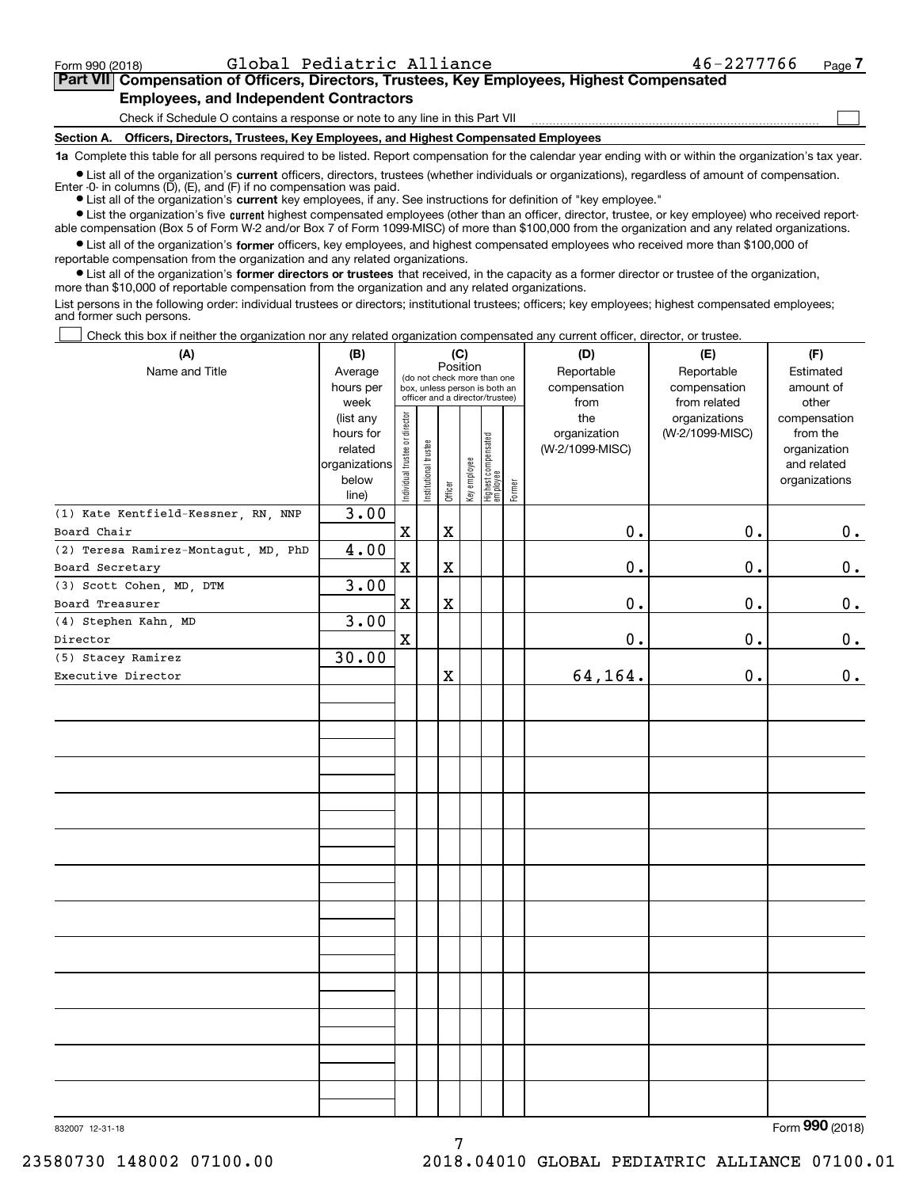Form 990 (2018) Global Pediatric Alliance 46-2277766 Page 7

## Part VII Compensation of Officers, Directors, Trustees, Key Employees, Highest Compensated Employees, and Independent Contractors

Check if Schedule O contains a response or note to any line in this Part VII ☐

### Section A. Officers, Directors, Trustees, Key Employees, and Highest Compensated Employees

**1a** Complete this table for all persons required to be listed. Report compensation for the calendar year ending with or within the organization's tax year.

- List all of the organization's **current** officers, directors, trustees (whether individuals or organizations), regardless of amount of compensation. Enter -0- in columns (D), (E), and (F) if no compensation was paid.
- List all of the organization's **current** key employees, if any. See instructions for definition of "key employee."
- List the organization's five **current** highest compensated employees (other than an officer, director, trustee, or key employee) who received reportable compensation (Box 5 of Form W-2 and/or Box 7 of Form 1099-MISC) of more than $100,000 from the organization and any related organizations.
- List all of the organization's **former** officers, key employees, and highest compensated employees who received more than $100,000 of reportable compensation from the organization and any related organizations.
- List all of the organization's **former directors or trustees** that received, in the capacity as a former director or trustee of the organization, more than $10,000 of reportable compensation from the organization and any related organizations.

List persons in the following order: individual trustees or directors; institutional trustees; officers; key employees; highest compensated employees; and former such persons.

☐ Check this box if neither the organization nor any related organization compensated any current officer, director, or trustee.

| (A) Name and Title | (B) Average hours per week (list any hours for related organizations below line) | (C) Position: Individual trustee or director | Institutional trustee | Officer | Key employee | Highest compensated employee | Former | (D) Reportable compensation from the organization (W-2/1099-MISC) | (E) Reportable compensation from related organizations (W-2/1099-MISC) | (F) Estimated amount of other compensation from the organization and related organizations |
|---|---|---|---|---|---|---|---|---|---|---|
| (1) Kate Kentfield-Kessner, RN, NNP<br>Board Chair | 3.00 | X | | X | | | | 0. | 0. | 0. |
| (2) Teresa Ramirez-Montagut, MD, PhD<br>Board Secretary | 4.00 | X | | X | | | | 0. | 0. | 0. |
| (3) Scott Cohen, MD, DTM<br>Board Treasurer | 3.00 | X | | X | | | | 0. | 0. | 0. |
| (4) Stephen Kahn, MD<br>Director | 3.00 | X | | | | | | 0. | 0. | 0. |
| (5) Stacey Ramirez<br>Executive Director | 30.00 | | | X | | | | 64,164. | 0. | 0. |

832007 12-31-18

Form **990** (2018)

23580730 148002 07100.00 2018.04010 GLOBAL PEDIATRIC ALLIANCE 07100.01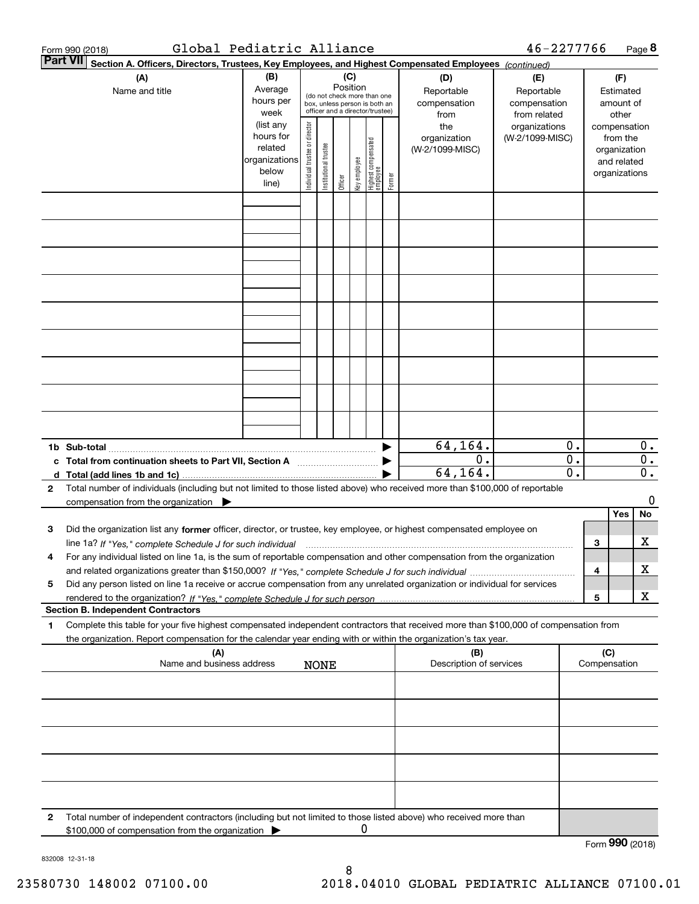Form 990 (2018) Global Pediatric Alliance 46-2277766 Page 8

**Part VII** **Section A. Officers, Directors, Trustees, Key Employees, and Highest Compensated Employees** *(continued)*

| (A) Name and title | (B) Average hours per week (list any hours for related organizations below line) | (C) Position (do not check more than one box, unless person is both an officer and a director/trustee): Individual trustee or director | Institutional trustee | Officer | Key employee | Highest compensated employee | Former | (D) Reportable compensation from the organization (W-2/1099-MISC) | (E) Reportable compensation from related organizations (W-2/1099-MISC) | (F) Estimated amount of other compensation from the organization and related organizations |
|---|---|---|---|---|---|---|---|---|---|---|
| | | | | | | | | | | |
| | | | | | | | | | | |
| | | | | | | | | | | |
| | | | | | | | | | | |
| | | | | | | | | | | |
| | | | | | | | | | | |
| | | | | | | | | | | |
| | | | | | | | | | | |
| | | | | | | | | | | |
| **1b Sub-total** | | | | | | | ▶ | 64,164. | 0. | 0. |
| **c Total from continuation sheets to Part VII, Section A** | | | | | | | ▶ | 0. | 0. | 0. |
| **d Total (add lines 1b and 1c)** | | | | | | | ▶ | 64,164. | 0. | 0. |

**2** Total number of individuals (including but not limited to those listed above) who received more than $100,000 of reportable compensation from the organization ▶ 0

| | | | Yes | No |
|---|---|---|---|---|
| **3** | Did the organization list any **former** officer, director, or trustee, key employee, or highest compensated employee on line 1a? *If "Yes," complete Schedule J for such individual* | 3 | | X |
| **4** | For any individual listed on line 1a, is the sum of reportable compensation and other compensation from the organization and related organizations greater than $150,000? *If "Yes," complete Schedule J for such individual* | 4 | | X |
| **5** | Did any person listed on line 1a receive or accrue compensation from any unrelated organization or individual for services rendered to the organization? *If "Yes," complete Schedule J for such person* | 5 | | X |

**Section B. Independent Contractors**

**1** Complete this table for your five highest compensated independent contractors that received more than $100,000 of compensation from the organization. Report compensation for the calendar year ending with or within the organization's tax year.

| (A) Name and business address | (B) Description of services | (C) Compensation |
|---|---|---|
| NONE | | |
| | | |
| | | |
| | | |
| | | |

**2** Total number of independent contractors (including but not limited to those listed above) who received more than $100,000 of compensation from the organization ▶ 0

Form **990** (2018)

832008 12-31-18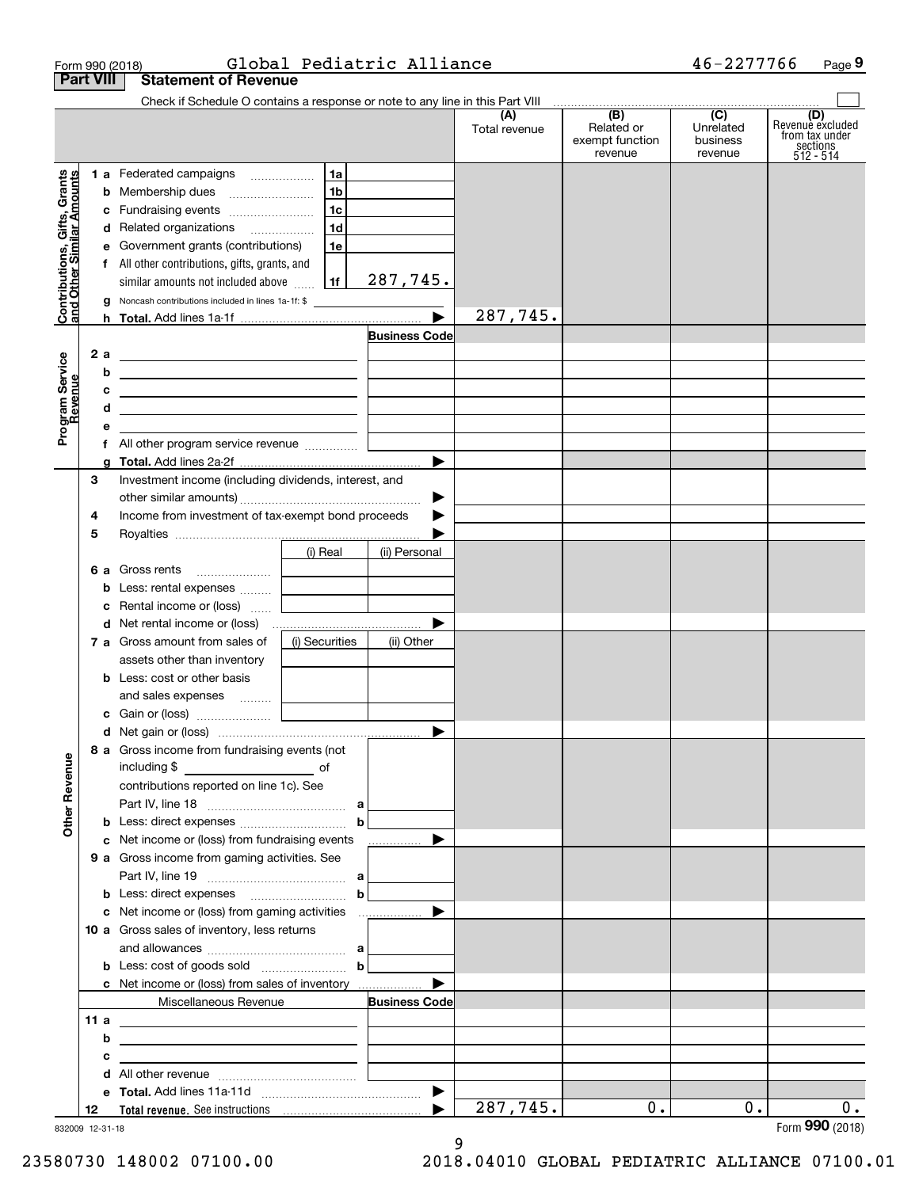Form 990 (2018) Global Pediatric Alliance 46-2277766 Page 9

**Part VIII Statement of Revenue**

Check if Schedule O contains a response or note to any line in this Part VIII

| | | | (A) Total revenue | (B) Related or exempt function revenue | (C) Unrelated business revenue | (D) Revenue excluded from tax under sections 512 - 514 |
|---|---|---|---|---|---|---|
| **Contributions, Gifts, Grants and Other Similar Amounts** | 1 a Federated campaigns | 1a | | | | |
| | b Membership dues | 1b | | | | |
| | c Fundraising events | 1c | | | | |
| | d Related organizations | 1d | | | | |
| | e Government grants (contributions) | 1e | | | | |
| | f All other contributions, gifts, grants, and similar amounts not included above | 1f 287,745. | | | | |
| | g Noncash contributions included in lines 1a-1f: $ | | | | | |
| | h **Total.** Add lines 1a-1f | ▶ | 287,745. | | | |
| **Program Service Revenue** | | **Business Code** | | | | |
| | 2 a | | | | | |
| | b | | | | | |
| | c | | | | | |
| | d | | | | | |
| | e | | | | | |
| | f All other program service revenue | | | | | |
| | g **Total.** Add lines 2a-2f | ▶ | | | | |
| **Other Revenue** | 3 Investment income (including dividends, interest, and other similar amounts) | ▶ | | | | |
| | 4 Income from investment of tax-exempt bond proceeds | ▶ | | | | |
| | 5 Royalties | ▶ | | | | |
| | | (i) Real / (ii) Personal | | | | |
| | 6 a Gross rents | | | | | |
| | b Less: rental expenses | | | | | |
| | c Rental income or (loss) | | | | | |
| | d Net rental income or (loss) | ▶ | | | | |
| | 7 a Gross amount from sales of assets other than inventory | (i) Securities / (ii) Other | | | | |
| | b Less: cost or other basis and sales expenses | | | | | |
| | c Gain or (loss) | | | | | |
| | d Net gain or (loss) | ▶ | | | | |
| | 8 a Gross income from fundraising events (not including $ of contributions reported on line 1c). See Part IV, line 18 | a | | | | |
| | b Less: direct expenses | b | | | | |
| | c Net income or (loss) from fundraising events | ▶ | | | | |
| | 9 a Gross income from gaming activities. See Part IV, line 19 | a | | | | |
| | b Less: direct expenses | b | | | | |
| | c Net income or (loss) from gaming activities | ▶ | | | | |
| | 10 a Gross sales of inventory, less returns and allowances | a | | | | |
| | b Less: cost of goods sold | b | | | | |
| | c Net income or (loss) from sales of inventory | ▶ | | | | |
| | Miscellaneous Revenue | **Business Code** | | | | |
| | 11 a | | | | | |
| | b | | | | | |
| | c | | | | | |
| | d All other revenue | | | | | |
| | e **Total.** Add lines 11a-11d | ▶ | | | | |
| | 12 **Total revenue.** See instructions | ▶ | 287,745. | 0. | 0. | 0. |

832009 12-31-18

Form **990** (2018)

23580730 148002 07100.00 2018.04010 GLOBAL PEDIATRIC ALLIANCE 07100.01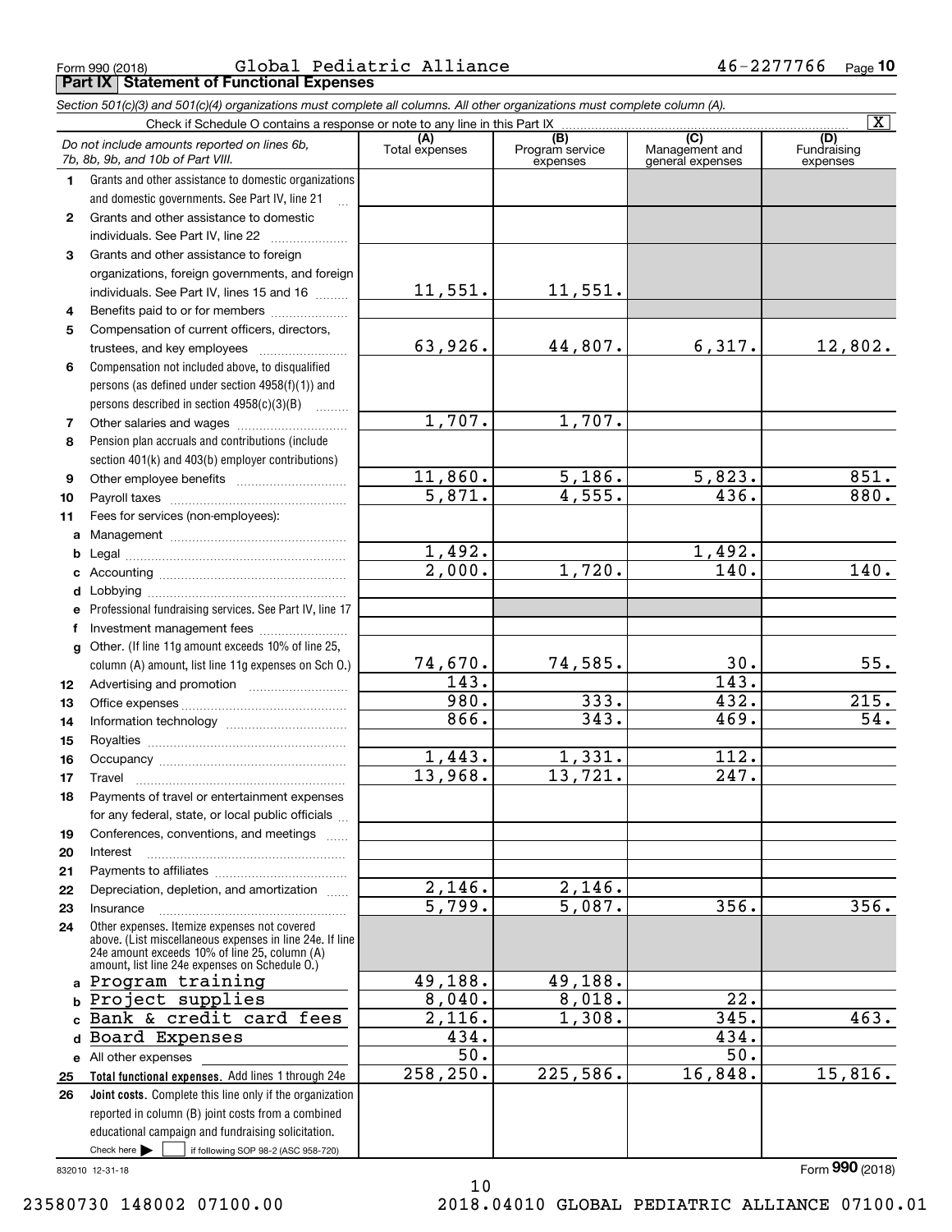Form 990 (2018) Global Pediatric Alliance 46-2277766 Page **10**

## Part IX Statement of Functional Expenses

*Section 501(c)(3) and 501(c)(4) organizations must complete all columns. All other organizations must complete column (A).*

Check if Schedule O contains a response or note to any line in this Part IX [X]

| *Do not include amounts reported on lines 6b, 7b, 8b, 9b, and 10b of Part VIII.* | (A) Total expenses | (B) Program service expenses | (C) Management and general expenses | (D) Fundraising expenses |
|---|---|---|---|---|
| **1** Grants and other assistance to domestic organizations and domestic governments. See Part IV, line 21 | | | | |
| **2** Grants and other assistance to domestic individuals. See Part IV, line 22 | | | | |
| **3** Grants and other assistance to foreign organizations, foreign governments, and foreign individuals. See Part IV, lines 15 and 16 | 11,551. | 11,551. | | |
| **4** Benefits paid to or for members | | | | |
| **5** Compensation of current officers, directors, trustees, and key employees | 63,926. | 44,807. | 6,317. | 12,802. |
| **6** Compensation not included above, to disqualified persons (as defined under section 4958(f)(1)) and persons described in section 4958(c)(3)(B) | | | | |
| **7** Other salaries and wages | 1,707. | 1,707. | | |
| **8** Pension plan accruals and contributions (include section 401(k) and 403(b) employer contributions) | | | | |
| **9** Other employee benefits | 11,860. | 5,186. | 5,823. | 851. |
| **10** Payroll taxes | 5,871. | 4,555. | 436. | 880. |
| **11** Fees for services (non-employees): | | | | |
| **a** Management | | | | |
| **b** Legal | 1,492. | | 1,492. | |
| **c** Accounting | 2,000. | 1,720. | 140. | 140. |
| **d** Lobbying | | | | |
| **e** Professional fundraising services. See Part IV, line 17 | | | | |
| **f** Investment management fees | | | | |
| **g** Other. (If line 11g amount exceeds 10% of line 25, column (A) amount, list line 11g expenses on Sch O.) | 74,670. | 74,585. | 30. | 55. |
| **12** Advertising and promotion | 143. | | 143. | |
| **13** Office expenses | 980. | 333. | 432. | 215. |
| **14** Information technology | 866. | 343. | 469. | 54. |
| **15** Royalties | | | | |
| **16** Occupancy | 1,443. | 1,331. | 112. | |
| **17** Travel | 13,968. | 13,721. | 247. | |
| **18** Payments of travel or entertainment expenses for any federal, state, or local public officials | | | | |
| **19** Conferences, conventions, and meetings | | | | |
| **20** Interest | | | | |
| **21** Payments to affiliates | | | | |
| **22** Depreciation, depletion, and amortization | 2,146. | 2,146. | | |
| **23** Insurance | 5,799. | 5,087. | 356. | 356. |
| **24** Other expenses. Itemize expenses not covered above. (List miscellaneous expenses in line 24e. If line 24e amount exceeds 10% of line 25, column (A) amount, list line 24e expenses on Schedule O.) | | | | |
| **a** Program training | 49,188. | 49,188. | | |
| **b** Project supplies | 8,040. | 8,018. | 22. | |
| **c** Bank & credit card fees | 2,116. | 1,308. | 345. | 463. |
| **d** Board Expenses | 434. | | 434. | |
| **e** All other expenses | 50. | | 50. | |
| **25 Total functional expenses.** Add lines 1 through 24e | 258,250. | 225,586. | 16,848. | 15,816. |
| **26 Joint costs.** Complete this line only if the organization reported in column (B) joint costs from a combined educational campaign and fundraising solicitation. Check here [ ] if following SOP 98-2 (ASC 958-720) | | | | |

832010 12-31-18

Form **990** (2018)

23580730 148002 07100.00 2018.04010 GLOBAL PEDIATRIC ALLIANCE 07100.01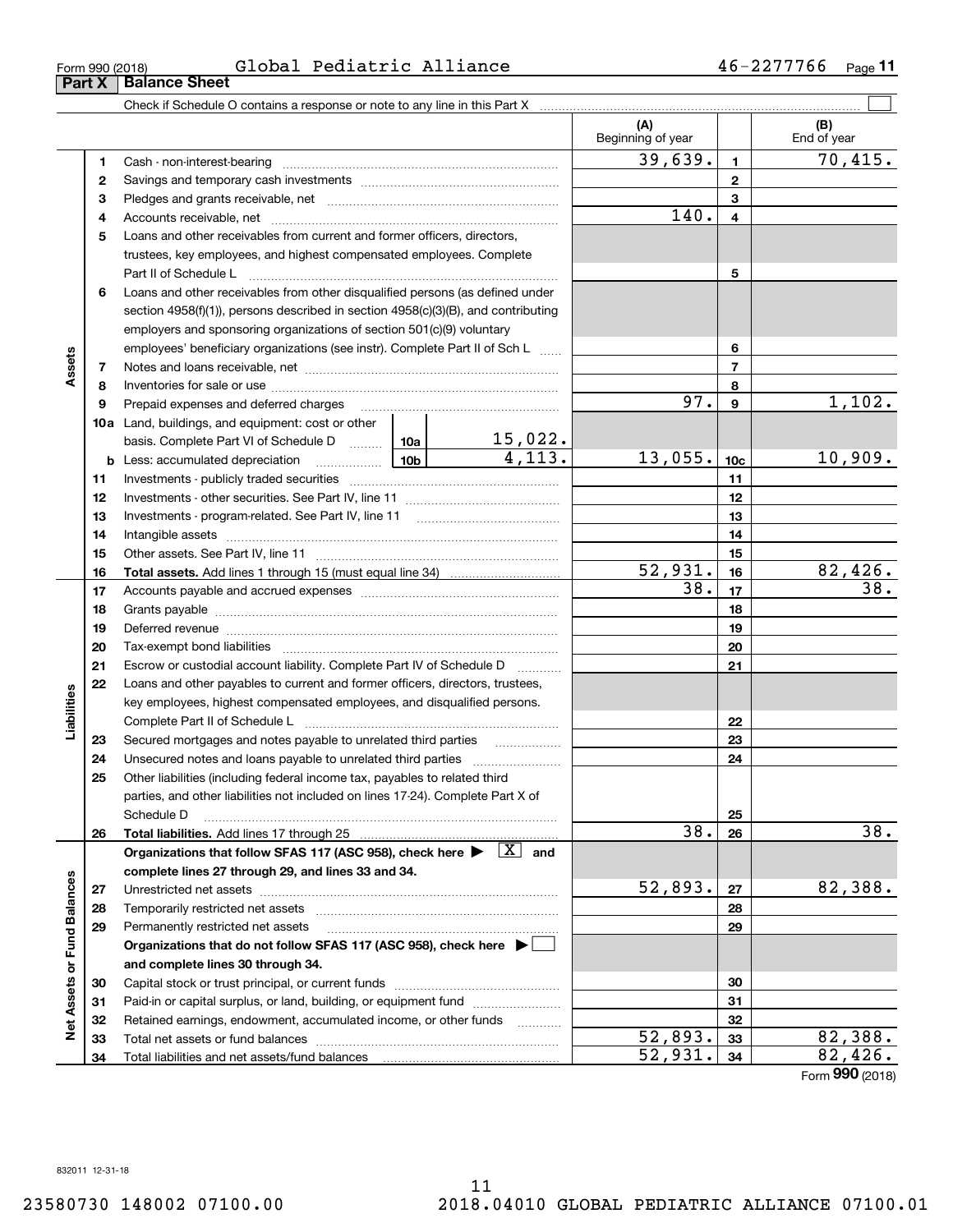Form 990 (2018) Global Pediatric Alliance 46-2277766 Page 11

## Part X Balance Sheet

Check if Schedule O contains a response or note to any line in this Part X ☐

| | | | (A) Beginning of year | | (B) End of year |
|---|---|---|---|---|---|
| Assets | 1 | Cash - non-interest-bearing | 39,639. | 1 | 70,415. |
| | 2 | Savings and temporary cash investments | | 2 | |
| | 3 | Pledges and grants receivable, net | | 3 | |
| | 4 | Accounts receivable, net | 140. | 4 | |
| | 5 | Loans and other receivables from current and former officers, directors, trustees, key employees, and highest compensated employees. Complete Part II of Schedule L | | 5 | |
| | 6 | Loans and other receivables from other disqualified persons (as defined under section 4958(f)(1)), persons described in section 4958(c)(3)(B), and contributing employers and sponsoring organizations of section 501(c)(9) voluntary employees' beneficiary organizations (see instr). Complete Part II of Sch L | | 6 | |
| | 7 | Notes and loans receivable, net | | 7 | |
| | 8 | Inventories for sale or use | | 8 | |
| | 9 | Prepaid expenses and deferred charges | 97. | 9 | 1,102. |
| | 10a | Land, buildings, and equipment: cost or other basis. Complete Part VI of Schedule D 10a 15,022. | | | |
| | b | Less: accumulated depreciation 10b 4,113. | 13,055. | 10c | 10,909. |
| | 11 | Investments - publicly traded securities | | 11 | |
| | 12 | Investments - other securities. See Part IV, line 11 | | 12 | |
| | 13 | Investments - program-related. See Part IV, line 11 | | 13 | |
| | 14 | Intangible assets | | 14 | |
| | 15 | Other assets. See Part IV, line 11 | | 15 | |
| | 16 | **Total assets.** Add lines 1 through 15 (must equal line 34) | 52,931. | 16 | 82,426. |
| Liabilities | 17 | Accounts payable and accrued expenses | 38. | 17 | 38. |
| | 18 | Grants payable | | 18 | |
| | 19 | Deferred revenue | | 19 | |
| | 20 | Tax-exempt bond liabilities | | 20 | |
| | 21 | Escrow or custodial account liability. Complete Part IV of Schedule D | | 21 | |
| | 22 | Loans and other payables to current and former officers, directors, trustees, key employees, highest compensated employees, and disqualified persons. Complete Part II of Schedule L | | 22 | |
| | 23 | Secured mortgages and notes payable to unrelated third parties | | 23 | |
| | 24 | Unsecured notes and loans payable to unrelated third parties | | 24 | |
| | 25 | Other liabilities (including federal income tax, payables to related third parties, and other liabilities not included on lines 17-24). Complete Part X of Schedule D | | 25 | |
| | 26 | **Total liabilities.** Add lines 17 through 25 | 38. | 26 | 38. |
| Net Assets or Fund Balances | | **Organizations that follow SFAS 117 (ASC 958), check here ▶ [X] and complete lines 27 through 29, and lines 33 and 34.** | | | |
| | 27 | Unrestricted net assets | 52,893. | 27 | 82,388. |
| | 28 | Temporarily restricted net assets | | 28 | |
| | 29 | Permanently restricted net assets | | 29 | |
| | | **Organizations that do not follow SFAS 117 (ASC 958), check here ▶ ☐ and complete lines 30 through 34.** | | | |
| | 30 | Capital stock or trust principal, or current funds | | 30 | |
| | 31 | Paid-in or capital surplus, or land, building, or equipment fund | | 31 | |
| | 32 | Retained earnings, endowment, accumulated income, or other funds | | 32 | |
| | 33 | Total net assets or fund balances | 52,893. | 33 | 82,388. |
| | 34 | Total liabilities and net assets/fund balances | 52,931. | 34 | 82,426. |

Form **990** (2018)

832011 12-31-18

23580730 148002 07100.00 2018.04010 GLOBAL PEDIATRIC ALLIANCE 07100.01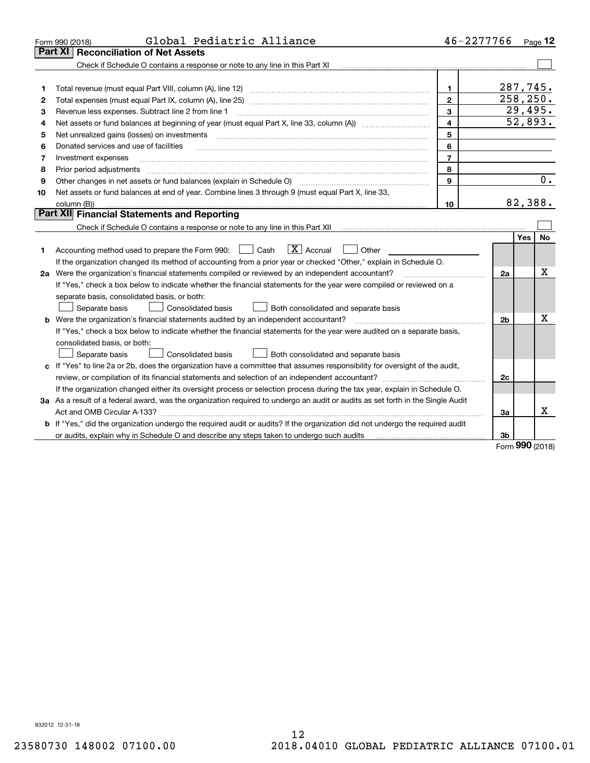Form 990 (2018) Global Pediatric Alliance 46-2277766 Page 12

## Part XI Reconciliation of Net Assets

Check if Schedule O contains a response or note to any line in this Part XI ☐

| | | | |
|---|---|---|---|
| 1 | Total revenue (must equal Part VIII, column (A), line 12) | 1 | 287,745. |
| 2 | Total expenses (must equal Part IX, column (A), line 25) | 2 | 258,250. |
| 3 | Revenue less expenses. Subtract line 2 from line 1 | 3 | 29,495. |
| 4 | Net assets or fund balances at beginning of year (must equal Part X, line 33, column (A)) | 4 | 52,893. |
| 5 | Net unrealized gains (losses) on investments | 5 | |
| 6 | Donated services and use of facilities | 6 | |
| 7 | Investment expenses | 7 | |
| 8 | Prior period adjustments | 8 | |
| 9 | Other changes in net assets or fund balances (explain in Schedule O) | 9 | 0. |
| 10 | Net assets or fund balances at end of year. Combine lines 3 through 9 (must equal Part X, line 33, column (B)) | 10 | 82,388. |

## Part XII Financial Statements and Reporting

Check if Schedule O contains a response or note to any line in this Part XII ☐

| | | | Yes | No |
|---|---|---|---|---|
| 1 | Accounting method used to prepare the Form 990: ☐ Cash ☒ Accrual ☐ Other<br>If the organization changed its method of accounting from a prior year or checked "Other," explain in Schedule O. | | | |
| 2a | Were the organization's financial statements compiled or reviewed by an independent accountant?<br>If "Yes," check a box below to indicate whether the financial statements for the year were compiled or reviewed on a separate basis, consolidated basis, or both:<br>☐ Separate basis ☐ Consolidated basis ☐ Both consolidated and separate basis | 2a | | X |
| b | Were the organization's financial statements audited by an independent accountant?<br>If "Yes," check a box below to indicate whether the financial statements for the year were audited on a separate basis, consolidated basis, or both:<br>☐ Separate basis ☐ Consolidated basis ☐ Both consolidated and separate basis | 2b | | X |
| c | If "Yes" to line 2a or 2b, does the organization have a committee that assumes responsibility for oversight of the audit, review, or compilation of its financial statements and selection of an independent accountant?<br>If the organization changed either its oversight process or selection process during the tax year, explain in Schedule O. | 2c | | |
| 3a | As a result of a federal award, was the organization required to undergo an audit or audits as set forth in the Single Audit Act and OMB Circular A-133? | 3a | | X |
| b | If "Yes," did the organization undergo the required audit or audits? If the organization did not undergo the required audit or audits, explain why in Schedule O and describe any steps taken to undergo such audits | 3b | | |

Form **990** (2018)

832012 12-31-18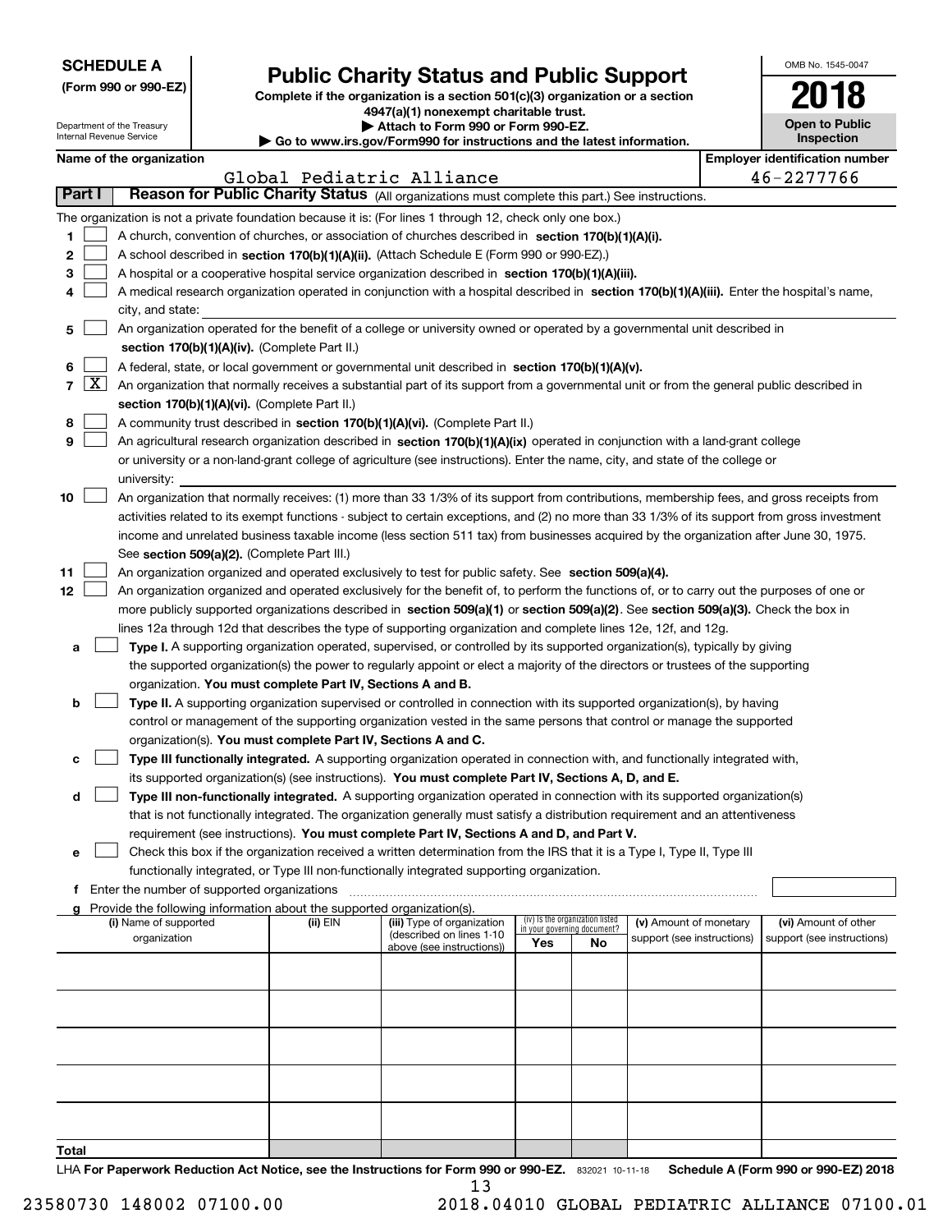**SCHEDULE A**
**(Form 990 or 990-EZ)**

Department of the Treasury
Internal Revenue Service

# Public Charity Status and Public Support

**Complete if the organization is a section 501(c)(3) organization or a section 4947(a)(1) nonexempt charitable trust.**
**▶ Attach to Form 990 or Form 990-EZ.**
**▶ Go to www.irs.gov/Form990 for instructions and the latest information.**

OMB No. 1545-0047

**2018**

**Open to Public Inspection**

**Name of the organization:** Global Pediatric Alliance

**Employer identification number:** 46-2277766

## Part I — Reason for Public Charity Status (All organizations must complete this part.) See instructions.

The organization is not a private foundation because it is: (For lines 1 through 12, check only one box.)

1. ☐ A church, convention of churches, or association of churches described in **section 170(b)(1)(A)(i).**
2. ☐ A school described in **section 170(b)(1)(A)(ii).** (Attach Schedule E (Form 990 or 990-EZ).)
3. ☐ A hospital or a cooperative hospital service organization described in **section 170(b)(1)(A)(iii).**
4. ☐ A medical research organization operated in conjunction with a hospital described in **section 170(b)(1)(A)(iii).** Enter the hospital's name, city, and state:
5. ☐ An organization operated for the benefit of a college or university owned or operated by a governmental unit described in **section 170(b)(1)(A)(iv).** (Complete Part II.)
6. ☐ A federal, state, or local government or governmental unit described in **section 170(b)(1)(A)(v).**
7. ☒ An organization that normally receives a substantial part of its support from a governmental unit or from the general public described in **section 170(b)(1)(A)(vi).** (Complete Part II.)
8. ☐ A community trust described in **section 170(b)(1)(A)(vi).** (Complete Part II.)
9. ☐ An agricultural research organization described in **section 170(b)(1)(A)(ix)** operated in conjunction with a land-grant college or university or a non-land-grant college of agriculture (see instructions). Enter the name, city, and state of the college or university:
10. ☐ An organization that normally receives: (1) more than 33 1/3% of its support from contributions, membership fees, and gross receipts from activities related to its exempt functions - subject to certain exceptions, and (2) no more than 33 1/3% of its support from gross investment income and unrelated business taxable income (less section 511 tax) from businesses acquired by the organization after June 30, 1975. See **section 509(a)(2).** (Complete Part III.)
11. ☐ An organization organized and operated exclusively to test for public safety. See **section 509(a)(4).**
12. ☐ An organization organized and operated exclusively for the benefit of, to perform the functions of, or to carry out the purposes of one or more publicly supported organizations described in **section 509(a)(1)** or **section 509(a)(2).** See **section 509(a)(3).** Check the box in lines 12a through 12d that describes the type of supporting organization and complete lines 12e, 12f, and 12g.
   - **a** ☐ **Type I.** A supporting organization operated, supervised, or controlled by its supported organization(s), typically by giving the supported organization(s) the power to regularly appoint or elect a majority of the directors or trustees of the supporting organization. **You must complete Part IV, Sections A and B.**
   - **b** ☐ **Type II.** A supporting organization supervised or controlled in connection with its supported organization(s), by having control or management of the supporting organization vested in the same persons that control or manage the supported organization(s). **You must complete Part IV, Sections A and C.**
   - **c** ☐ **Type III functionally integrated.** A supporting organization operated in connection with, and functionally integrated with, its supported organization(s) (see instructions). **You must complete Part IV, Sections A, D, and E.**
   - **d** ☐ **Type III non-functionally integrated.** A supporting organization operated in connection with its supported organization(s) that is not functionally integrated. The organization generally must satisfy a distribution requirement and an attentiveness requirement (see instructions). **You must complete Part IV, Sections A and D, and Part V.**
   - **e** ☐ Check this box if the organization received a written determination from the IRS that it is a Type I, Type II, Type III functionally integrated, or Type III non-functionally integrated supporting organization.
   - **f** Enter the number of supported organizations
   - **g** Provide the following information about the supported organization(s).

| (i) Name of supported organization | (ii) EIN | (iii) Type of organization (described on lines 1-10 above (see instructions)) | (iv) Is the organization listed in your governing document? Yes | No | (v) Amount of monetary support (see instructions) | (vi) Amount of other support (see instructions) |
|---|---|---|---|---|---|---|
| | | | | | | |
| | | | | | | |
| | | | | | | |
| | | | | | | |
| | | | | | | |
| **Total** | | | | | | |

LHA **For Paperwork Reduction Act Notice, see the Instructions for Form 990 or 990-EZ.** 832021 10-11-18 **Schedule A (Form 990 or 990-EZ) 2018**

23580730 148002 07100.00 2018.04010 GLOBAL PEDIATRIC ALLIANCE 07100.01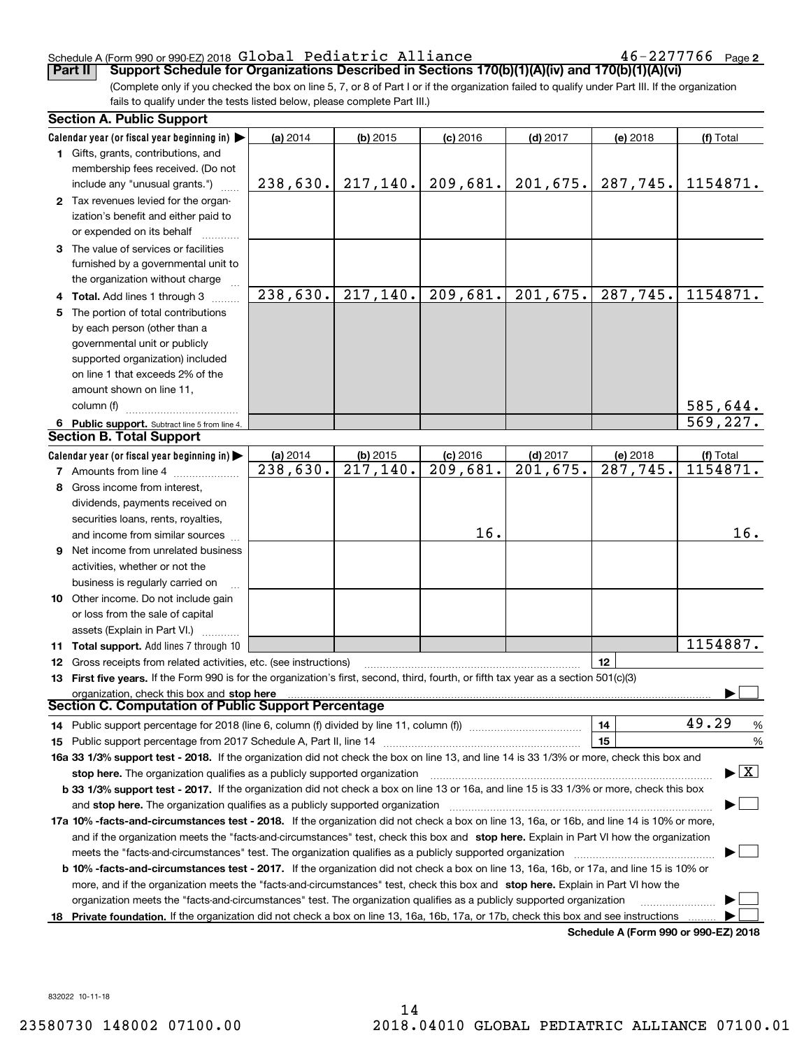Schedule A (Form 990 or 990-EZ) 2018 Global Pediatric Alliance 46-2277766 Page 2

**Part II Support Schedule for Organizations Described in Sections 170(b)(1)(A)(iv) and 170(b)(1)(A)(vi)**

(Complete only if you checked the box on line 5, 7, or 8 of Part I or if the organization failed to qualify under Part III. If the organization fails to qualify under the tests listed below, please complete Part III.)

**Section A. Public Support**

| Calendar year (or fiscal year beginning in) ▶ | (a) 2014 | (b) 2015 | (c) 2016 | (d) 2017 | (e) 2018 | (f) Total |
|---|---|---|---|---|---|---|
| **1** Gifts, grants, contributions, and membership fees received. (Do not include any "unusual grants.") | 238,630. | 217,140. | 209,681. | 201,675. | 287,745. | 1154871. |
| **2** Tax revenues levied for the organization's benefit and either paid to or expended on its behalf | | | | | | |
| **3** The value of services or facilities furnished by a governmental unit to the organization without charge | | | | | | |
| **4 Total.** Add lines 1 through 3 | 238,630. | 217,140. | 209,681. | 201,675. | 287,745. | 1154871. |
| **5** The portion of total contributions by each person (other than a governmental unit or publicly supported organization) included on line 1 that exceeds 2% of the amount shown on line 11, column (f) | | | | | | 585,644. |
| **6 Public support.** Subtract line 5 from line 4. | | | | | | 569,227. |

**Section B. Total Support**

| Calendar year (or fiscal year beginning in) ▶ | (a) 2014 | (b) 2015 | (c) 2016 | (d) 2017 | (e) 2018 | (f) Total |
|---|---|---|---|---|---|---|
| **7** Amounts from line 4 | 238,630. | 217,140. | 209,681. | 201,675. | 287,745. | 1154871. |
| **8** Gross income from interest, dividends, payments received on securities loans, rents, royalties, and income from similar sources | | | 16. | | | 16. |
| **9** Net income from unrelated business activities, whether or not the business is regularly carried on | | | | | | |
| **10** Other income. Do not include gain or loss from the sale of capital assets (Explain in Part VI.) | | | | | | |
| **11 Total support.** Add lines 7 through 10 | | | | | | 1154887. |

**12** Gross receipts from related activities, etc. (see instructions) | 12 |

**13 First five years.** If the Form 990 is for the organization's first, second, third, fourth, or fifth tax year as a section 501(c)(3) organization, check this box and **stop here** ▶ ☐

**Section C. Computation of Public Support Percentage**

**14** Public support percentage for 2018 (line 6, column (f) divided by line 11, column (f)) | 14 | 49.29 %

**15** Public support percentage from 2017 Schedule A, Part II, line 14 | 15 | %

**16a 33 1/3% support test - 2018.** If the organization did not check the box on line 13, and line 14 is 33 1/3% or more, check this box and **stop here.** The organization qualifies as a publicly supported organization ▶ ☒

**b 33 1/3% support test - 2017.** If the organization did not check a box on line 13 or 16a, and line 15 is 33 1/3% or more, check this box and **stop here.** The organization qualifies as a publicly supported organization ▶ ☐

**17a 10% -facts-and-circumstances test - 2018.** If the organization did not check a box on line 13, 16a, or 16b, and line 14 is 10% or more, and if the organization meets the "facts-and-circumstances" test, check this box and **stop here.** Explain in Part VI how the organization meets the "facts-and-circumstances" test. The organization qualifies as a publicly supported organization ▶ ☐

**b 10% -facts-and-circumstances test - 2017.** If the organization did not check a box on line 13, 16a, 16b, or 17a, and line 15 is 10% or more, and if the organization meets the "facts-and-circumstances" test, check this box and **stop here.** Explain in Part VI how the organization meets the "facts-and-circumstances" test. The organization qualifies as a publicly supported organization ▶ ☐

**18 Private foundation.** If the organization did not check a box on line 13, 16a, 16b, 17a, or 17b, check this box and see instructions ▶ ☐

**Schedule A (Form 990 or 990-EZ) 2018**

832022 10-11-18

23580730 148002 07100.00 2018.04010 GLOBAL PEDIATRIC ALLIANCE 07100.01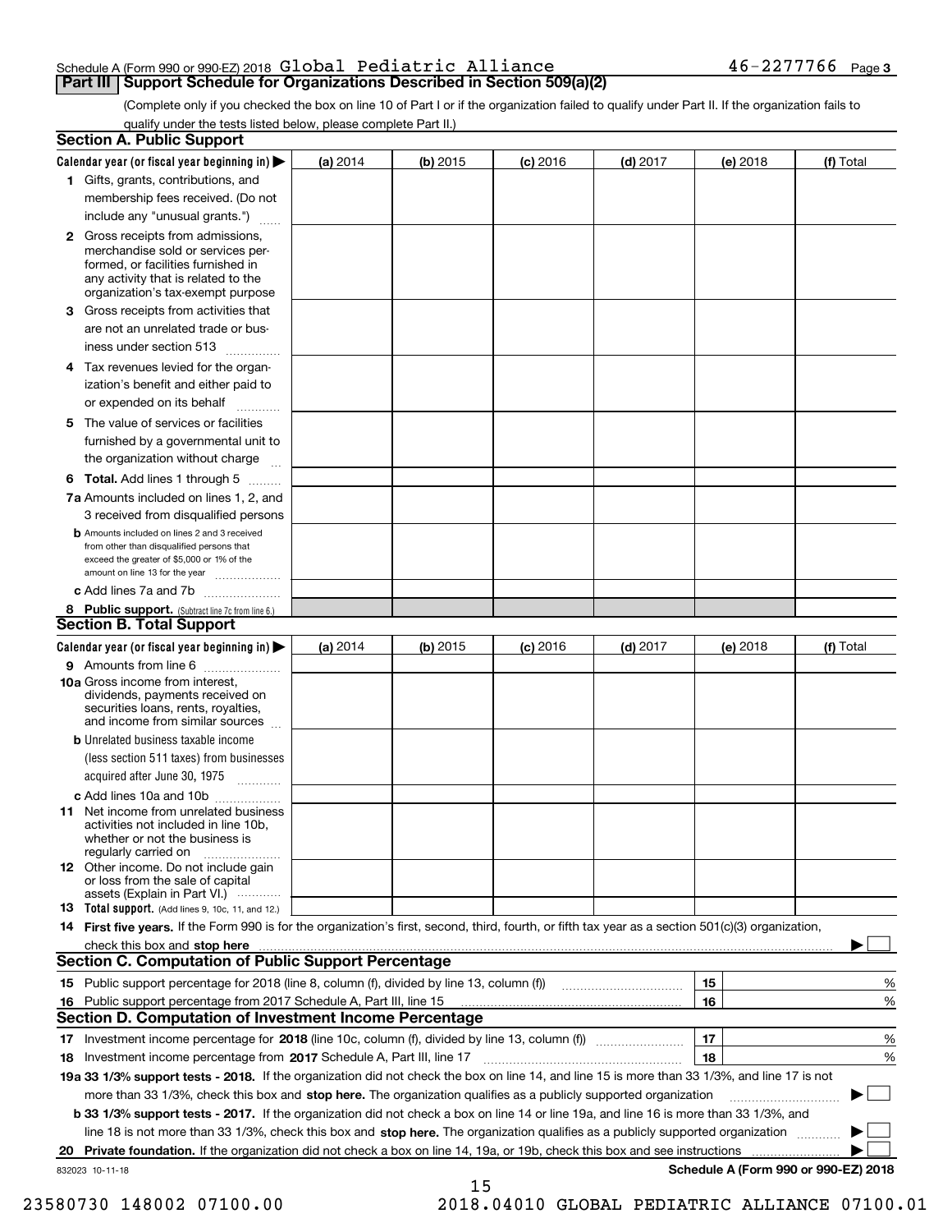Schedule A (Form 990 or 990-EZ) 2018 Global Pediatric Alliance 46-2277766 Page 3

## Part III Support Schedule for Organizations Described in Section 509(a)(2)

(Complete only if you checked the box on line 10 of Part I or if the organization failed to qualify under Part II. If the organization fails to qualify under the tests listed below, please complete Part II.)

### Section A. Public Support

| Calendar year (or fiscal year beginning in) ▶ | (a) 2014 | (b) 2015 | (c) 2016 | (d) 2017 | (e) 2018 | (f) Total |
|---|---|---|---|---|---|---|
| **1** Gifts, grants, contributions, and membership fees received. (Do not include any "unusual grants.") | | | | | | |
| **2** Gross receipts from admissions, merchandise sold or services performed, or facilities furnished in any activity that is related to the organization's tax-exempt purpose | | | | | | |
| **3** Gross receipts from activities that are not an unrelated trade or business under section 513 | | | | | | |
| **4** Tax revenues levied for the organization's benefit and either paid to or expended on its behalf | | | | | | |
| **5** The value of services or facilities furnished by a governmental unit to the organization without charge | | | | | | |
| **6 Total.** Add lines 1 through 5 | | | | | | |
| **7a** Amounts included on lines 1, 2, and 3 received from disqualified persons | | | | | | |
| **b** Amounts included on lines 2 and 3 received from other than disqualified persons that exceed the greater of $5,000 or 1% of the amount on line 13 for the year | | | | | | |
| **c** Add lines 7a and 7b | | | | | | |
| **8 Public support.** (Subtract line 7c from line 6.) | | | | | | |

### Section B. Total Support

| Calendar year (or fiscal year beginning in) ▶ | (a) 2014 | (b) 2015 | (c) 2016 | (d) 2017 | (e) 2018 | (f) Total |
|---|---|---|---|---|---|---|
| **9** Amounts from line 6 | | | | | | |
| **10a** Gross income from interest, dividends, payments received on securities loans, rents, royalties, and income from similar sources | | | | | | |
| **b** Unrelated business taxable income (less section 511 taxes) from businesses acquired after June 30, 1975 | | | | | | |
| **c** Add lines 10a and 10b | | | | | | |
| **11** Net income from unrelated business activities not included in line 10b, whether or not the business is regularly carried on | | | | | | |
| **12** Other income. Do not include gain or loss from the sale of capital assets (Explain in Part VI.) | | | | | | |
| **13 Total support.** (Add lines 9, 10c, 11, and 12.) | | | | | | |

**14 First five years.** If the Form 990 is for the organization's first, second, third, fourth, or fifth tax year as a section 501(c)(3) organization, check this box and **stop here** ▶ ☐

### Section C. Computation of Public Support Percentage

| | | | |
|---|---|---|---|
| **15** Public support percentage for 2018 (line 8, column (f), divided by line 13, column (f)) | 15 | | % |
| **16** Public support percentage from 2017 Schedule A, Part III, line 15 | 16 | | % |

### Section D. Computation of Investment Income Percentage

| | | | |
|---|---|---|---|
| **17** Investment income percentage for **2018** (line 10c, column (f), divided by line 13, column (f)) | 17 | | % |
| **18** Investment income percentage from **2017** Schedule A, Part III, line 17 | 18 | | % |

**19a 33 1/3% support tests - 2018.** If the organization did not check the box on line 14, and line 15 is more than 33 1/3%, and line 17 is not more than 33 1/3%, check this box and **stop here.** The organization qualifies as a publicly supported organization ▶ ☐

**b 33 1/3% support tests - 2017.** If the organization did not check a box on line 14 or line 19a, and line 16 is more than 33 1/3%, and line 18 is not more than 33 1/3%, check this box and **stop here.** The organization qualifies as a publicly supported organization ▶ ☐

**20 Private foundation.** If the organization did not check a box on line 14, 19a, or 19b, check this box and see instructions ▶ ☐

832023 10-11-18

**Schedule A (Form 990 or 990-EZ) 2018**

23580730 148002 07100.00 2018.04010 GLOBAL PEDIATRIC ALLIANCE 07100.01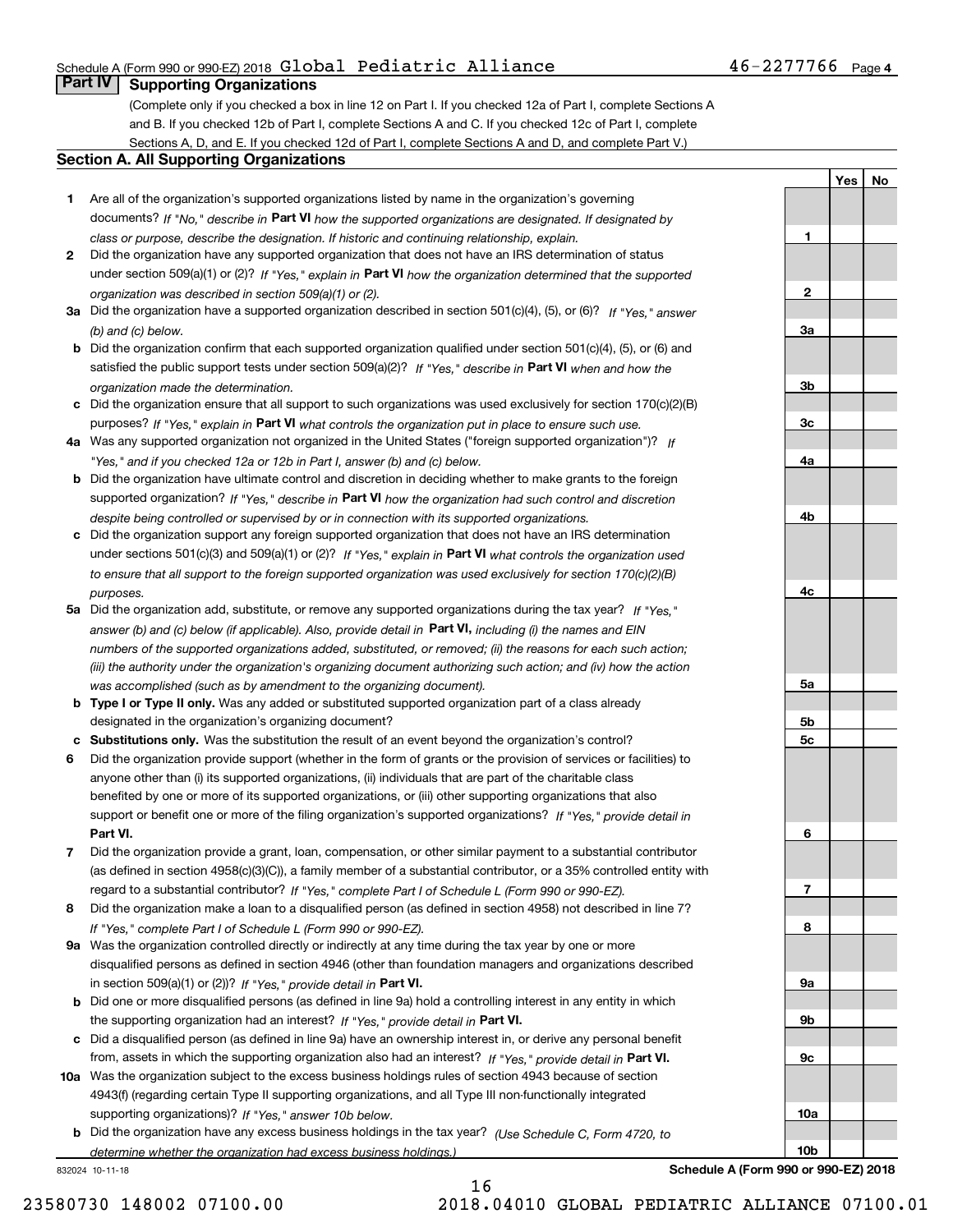Schedule A (Form 990 or 990-EZ) 2018 Global Pediatric Alliance 46-2277766 Page 4

## Part IV Supporting Organizations

(Complete only if you checked a box in line 12 on Part I. If you checked 12a of Part I, complete Sections A and B. If you checked 12b of Part I, complete Sections A and C. If you checked 12c of Part I, complete Sections A, D, and E. If you checked 12d of Part I, complete Sections A and D, and complete Part V.)

### Section A. All Supporting Organizations

| | | Line | Yes | No |
|---|---|---|---|---|
| **1** | Are all of the organization's supported organizations listed by name in the organization's governing documents? *If "No," describe in* **Part VI** *how the supported organizations are designated. If designated by class or purpose, describe the designation. If historic and continuing relationship, explain.* | 1 | | |
| **2** | Did the organization have any supported organization that does not have an IRS determination of status under section 509(a)(1) or (2)? *If "Yes," explain in* **Part VI** *how the organization determined that the supported organization was described in section 509(a)(1) or (2).* | 2 | | |
| **3a** | Did the organization have a supported organization described in section 501(c)(4), (5), or (6)? *If "Yes," answer (b) and (c) below.* | 3a | | |
| **b** | Did the organization confirm that each supported organization qualified under section 501(c)(4), (5), or (6) and satisfied the public support tests under section 509(a)(2)? *If "Yes," describe in* **Part VI** *when and how the organization made the determination.* | 3b | | |
| **c** | Did the organization ensure that all support to such organizations was used exclusively for section 170(c)(2)(B) purposes? *If "Yes," explain in* **Part VI** *what controls the organization put in place to ensure such use.* | 3c | | |
| **4a** | Was any supported organization not organized in the United States ("foreign supported organization")? *If "Yes," and if you checked 12a or 12b in Part I, answer (b) and (c) below.* | 4a | | |
| **b** | Did the organization have ultimate control and discretion in deciding whether to make grants to the foreign supported organization? *If "Yes," describe in* **Part VI** *how the organization had such control and discretion despite being controlled or supervised by or in connection with its supported organizations.* | 4b | | |
| **c** | Did the organization support any foreign supported organization that does not have an IRS determination under sections 501(c)(3) and 509(a)(1) or (2)? *If "Yes," explain in* **Part VI** *what controls the organization used to ensure that all support to the foreign supported organization was used exclusively for section 170(c)(2)(B) purposes.* | 4c | | |
| **5a** | Did the organization add, substitute, or remove any supported organizations during the tax year? *If "Yes," answer (b) and (c) below (if applicable). Also, provide detail in* **Part VI,** *including (i) the names and EIN numbers of the supported organizations added, substituted, or removed; (ii) the reasons for each such action; (iii) the authority under the organization's organizing document authorizing such action; and (iv) how the action was accomplished (such as by amendment to the organizing document).* | 5a | | |
| **b** | **Type I or Type II only.** Was any added or substituted supported organization part of a class already designated in the organization's organizing document? | 5b | | |
| **c** | **Substitutions only.** Was the substitution the result of an event beyond the organization's control? | 5c | | |
| **6** | Did the organization provide support (whether in the form of grants or the provision of services or facilities) to anyone other than (i) its supported organizations, (ii) individuals that are part of the charitable class benefited by one or more of its supported organizations, or (iii) other supporting organizations that also support or benefit one or more of the filing organization's supported organizations? *If "Yes," provide detail in* **Part VI.** | 6 | | |
| **7** | Did the organization provide a grant, loan, compensation, or other similar payment to a substantial contributor (as defined in section 4958(c)(3)(C)), a family member of a substantial contributor, or a 35% controlled entity with regard to a substantial contributor? *If "Yes," complete Part I of Schedule L (Form 990 or 990-EZ).* | 7 | | |
| **8** | Did the organization make a loan to a disqualified person (as defined in section 4958) not described in line 7? *If "Yes," complete Part I of Schedule L (Form 990 or 990-EZ).* | 8 | | |
| **9a** | Was the organization controlled directly or indirectly at any time during the tax year by one or more disqualified persons as defined in section 4946 (other than foundation managers and organizations described in section 509(a)(1) or (2))? *If "Yes," provide detail in* **Part VI.** | 9a | | |
| **b** | Did one or more disqualified persons (as defined in line 9a) hold a controlling interest in any entity in which the supporting organization had an interest? *If "Yes," provide detail in* **Part VI.** | 9b | | |
| **c** | Did a disqualified person (as defined in line 9a) have an ownership interest in, or derive any personal benefit from, assets in which the supporting organization also had an interest? *If "Yes," provide detail in* **Part VI.** | 9c | | |
| **10a** | Was the organization subject to the excess business holdings rules of section 4943 because of section 4943(f) (regarding certain Type II supporting organizations, and all Type III non-functionally integrated supporting organizations)? *If "Yes," answer 10b below.* | 10a | | |
| **b** | Did the organization have any excess business holdings in the tax year? *(Use Schedule C, Form 4720, to determine whether the organization had excess business holdings.)* | 10b | | |

832024 10-11-18

**Schedule A (Form 990 or 990-EZ) 2018**

23580730 148002 07100.00 2018.04010 GLOBAL PEDIATRIC ALLIANCE 07100.01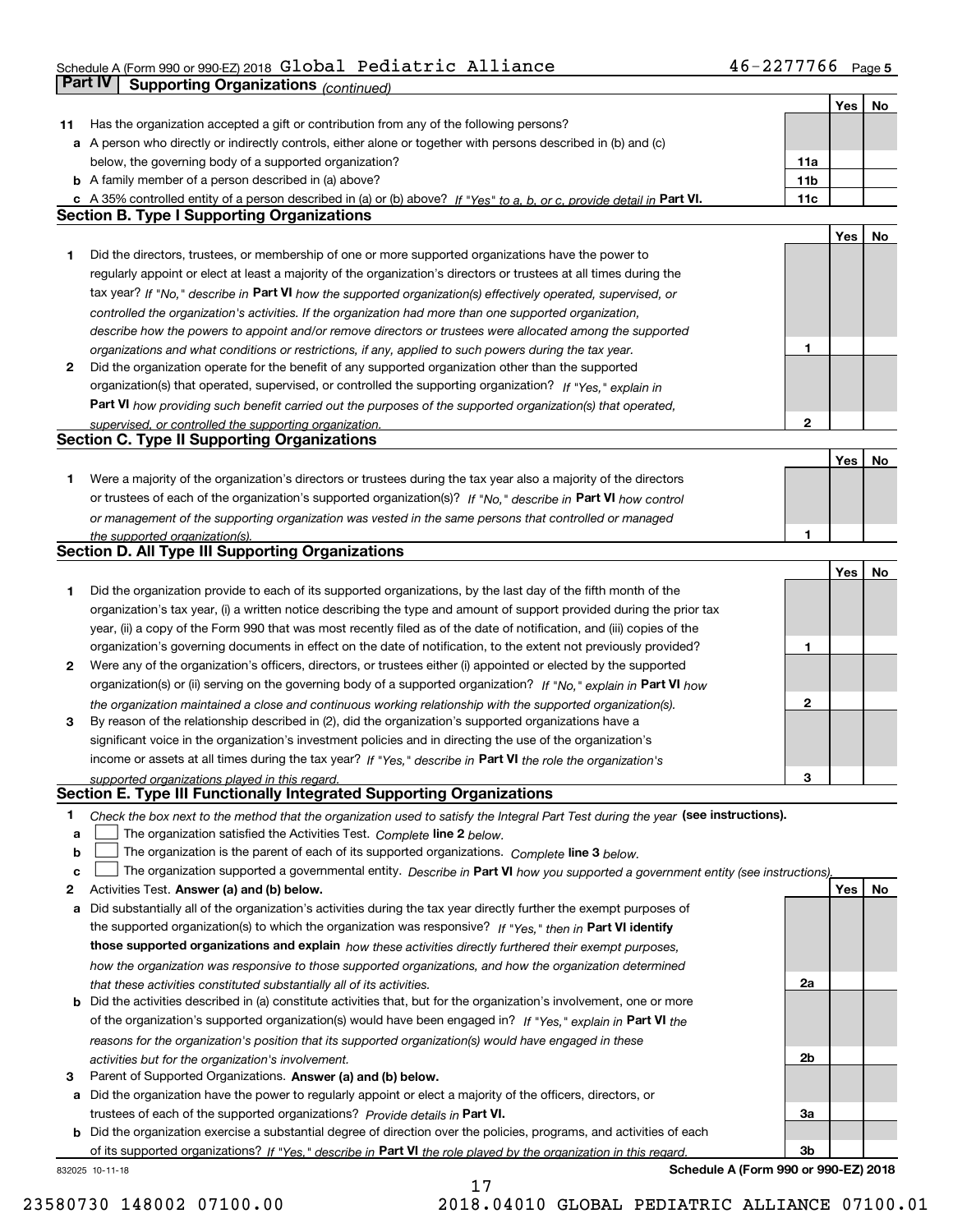Schedule A (Form 990 or 990-EZ) 2018 Global Pediatric Alliance 46-2277766 Page 5

## Part IV Supporting Organizations *(continued)*

| | | | Yes | No |
|---|---|---|---|---|
| **11** | Has the organization accepted a gift or contribution from any of the following persons? | | | |
| **a** | A person who directly or indirectly controls, either alone or together with persons described in (b) and (c) below, the governing body of a supported organization? | **11a** | | |
| **b** | A family member of a person described in (a) above? | **11b** | | |
| **c** | A 35% controlled entity of a person described in (a) or (b) above? *If "Yes" to a, b, or c, provide detail in* **Part VI.** | **11c** | | |

### Section B. Type I Supporting Organizations

| | | | Yes | No |
|---|---|---|---|---|
| **1** | Did the directors, trustees, or membership of one or more supported organizations have the power to regularly appoint or elect at least a majority of the organization's directors or trustees at all times during the tax year? *If "No," describe in* **Part VI** *how the supported organization(s) effectively operated, supervised, or controlled the organization's activities. If the organization had more than one supported organization, describe how the powers to appoint and/or remove directors or trustees were allocated among the supported organizations and what conditions or restrictions, if any, applied to such powers during the tax year.* | **1** | | |
| **2** | Did the organization operate for the benefit of any supported organization other than the supported organization(s) that operated, supervised, or controlled the supporting organization? *If "Yes," explain in* **Part VI** *how providing such benefit carried out the purposes of the supported organization(s) that operated, supervised, or controlled the supporting organization.* | **2** | | |

### Section C. Type II Supporting Organizations

| | | | Yes | No |
|---|---|---|---|---|
| **1** | Were a majority of the organization's directors or trustees during the tax year also a majority of the directors or trustees of each of the organization's supported organization(s)? *If "No," describe in* **Part VI** *how control or management of the supporting organization was vested in the same persons that controlled or managed the supported organization(s).* | **1** | | |

### Section D. All Type III Supporting Organizations

| | | | Yes | No |
|---|---|---|---|---|
| **1** | Did the organization provide to each of its supported organizations, by the last day of the fifth month of the organization's tax year, (i) a written notice describing the type and amount of support provided during the prior tax year, (ii) a copy of the Form 990 that was most recently filed as of the date of notification, and (iii) copies of the organization's governing documents in effect on the date of notification, to the extent not previously provided? | **1** | | |
| **2** | Were any of the organization's officers, directors, or trustees either (i) appointed or elected by the supported organization(s) or (ii) serving on the governing body of a supported organization? *If "No," explain in* **Part VI** *how the organization maintained a close and continuous working relationship with the supported organization(s).* | **2** | | |
| **3** | By reason of the relationship described in (2), did the organization's supported organizations have a significant voice in the organization's investment policies and in directing the use of the organization's income or assets at all times during the tax year? *If "Yes," describe in* **Part VI** *the role the organization's supported organizations played in this regard.* | **3** | | |

### Section E. Type III Functionally Integrated Supporting Organizations

**1** *Check the box next to the method that the organization used to satisfy the Integral Part Test during the year* **(see instructions).**

- **a** ☐ The organization satisfied the Activities Test. *Complete* **line 2** *below.*
- **b** ☐ The organization is the parent of each of its supported organizations. *Complete* **line 3** *below.*
- **c** ☐ The organization supported a governmental entity. *Describe in* **Part VI** *how you supported a government entity (see instructions).*

| | | | Yes | No |
|---|---|---|---|---|
| **2** | Activities Test. **Answer (a) and (b) below.** | | | |
| **a** | Did substantially all of the organization's activities during the tax year directly further the exempt purposes of the supported organization(s) to which the organization was responsive? *If "Yes," then in* **Part VI identify those supported organizations and explain** *how these activities directly furthered their exempt purposes, how the organization was responsive to those supported organizations, and how the organization determined that these activities constituted substantially all of its activities.* | **2a** | | |
| **b** | Did the activities described in (a) constitute activities that, but for the organization's involvement, one or more of the organization's supported organization(s) would have been engaged in? *If "Yes," explain in* **Part VI** *the reasons for the organization's position that its supported organization(s) would have engaged in these activities but for the organization's involvement.* | **2b** | | |
| **3** | Parent of Supported Organizations. **Answer (a) and (b) below.** | | | |
| **a** | Did the organization have the power to regularly appoint or elect a majority of the officers, directors, or trustees of each of the supported organizations? *Provide details in* **Part VI.** | **3a** | | |
| **b** | Did the organization exercise a substantial degree of direction over the policies, programs, and activities of each of its supported organizations? *If "Yes," describe in* **Part VI** *the role played by the organization in this regard.* | **3b** | | |

832025 10-11-18 **Schedule A (Form 990 or 990-EZ) 2018**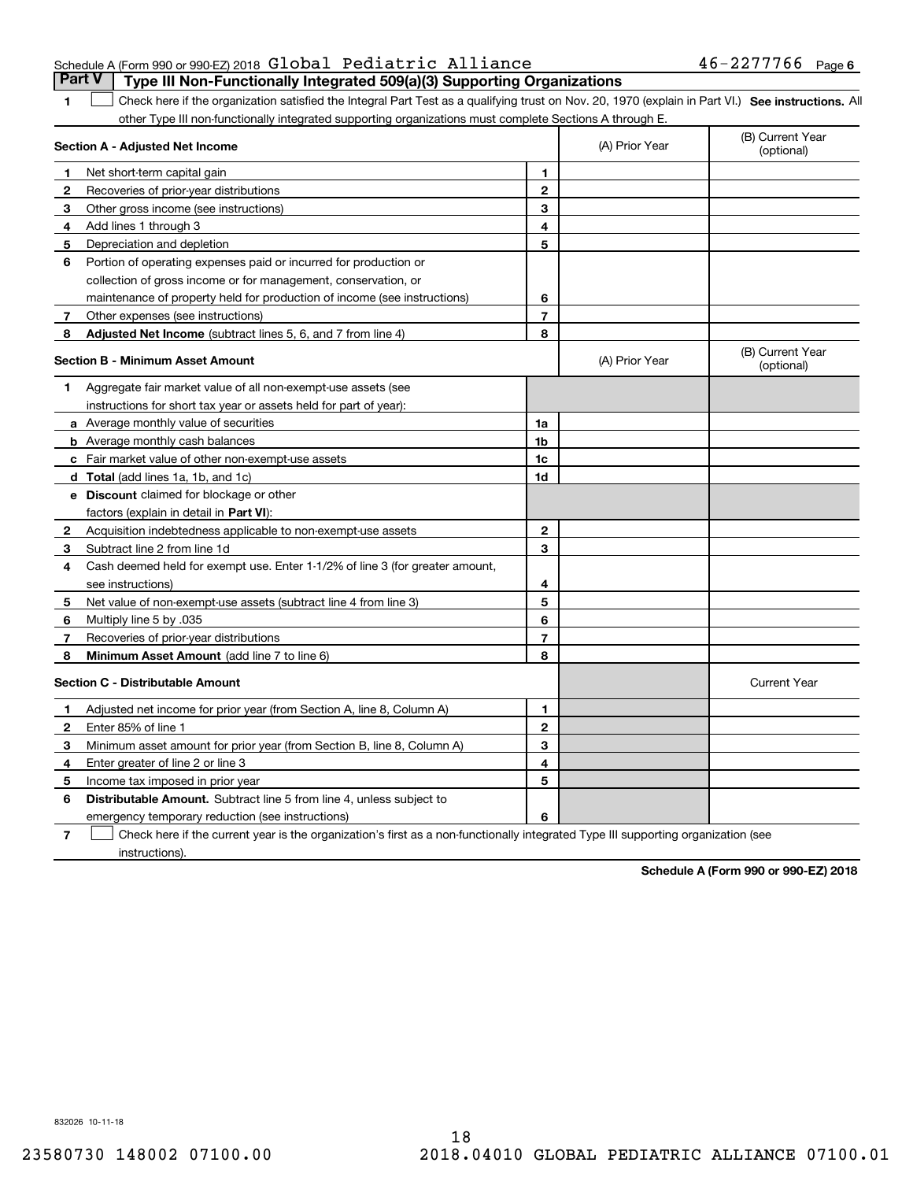Schedule A (Form 990 or 990-EZ) 2018 Global Pediatric Alliance 46-2277766 Page 6

## Part V Type III Non-Functionally Integrated 509(a)(3) Supporting Organizations

1 ☐ Check here if the organization satisfied the Integral Part Test as a qualifying trust on Nov. 20, 1970 (explain in Part VI.) **See instructions.** All other Type III non-functionally integrated supporting organizations must complete Sections A through E.

| **Section A - Adjusted Net Income** | | (A) Prior Year | (B) Current Year (optional) |
|---|---|---|---|
| **1** Net short-term capital gain | 1 | | |
| **2** Recoveries of prior-year distributions | 2 | | |
| **3** Other gross income (see instructions) | 3 | | |
| **4** Add lines 1 through 3 | 4 | | |
| **5** Depreciation and depletion | 5 | | |
| **6** Portion of operating expenses paid or incurred for production or collection of gross income or for management, conservation, or maintenance of property held for production of income (see instructions) | 6 | | |
| **7** Other expenses (see instructions) | 7 | | |
| **8** **Adjusted Net Income** (subtract lines 5, 6, and 7 from line 4) | 8 | | |

| **Section B - Minimum Asset Amount** | | (A) Prior Year | (B) Current Year (optional) |
|---|---|---|---|
| **1** Aggregate fair market value of all non-exempt-use assets (see instructions for short tax year or assets held for part of year): | | | |
| **a** Average monthly value of securities | 1a | | |
| **b** Average monthly cash balances | 1b | | |
| **c** Fair market value of other non-exempt-use assets | 1c | | |
| **d** **Total** (add lines 1a, 1b, and 1c) | 1d | | |
| **e** **Discount** claimed for blockage or other factors (explain in detail in **Part VI**): | | | |
| **2** Acquisition indebtedness applicable to non-exempt-use assets | 2 | | |
| **3** Subtract line 2 from line 1d | 3 | | |
| **4** Cash deemed held for exempt use. Enter 1-1/2% of line 3 (for greater amount, see instructions) | 4 | | |
| **5** Net value of non-exempt-use assets (subtract line 4 from line 3) | 5 | | |
| **6** Multiply line 5 by .035 | 6 | | |
| **7** Recoveries of prior-year distributions | 7 | | |
| **8** **Minimum Asset Amount** (add line 7 to line 6) | 8 | | |

| **Section C - Distributable Amount** | | | Current Year |
|---|---|---|---|
| **1** Adjusted net income for prior year (from Section A, line 8, Column A) | 1 | | |
| **2** Enter 85% of line 1 | 2 | | |
| **3** Minimum asset amount for prior year (from Section B, line 8, Column A) | 3 | | |
| **4** Enter greater of line 2 or line 3 | 4 | | |
| **5** Income tax imposed in prior year | 5 | | |
| **6** **Distributable Amount.** Subtract line 5 from line 4, unless subject to emergency temporary reduction (see instructions) | 6 | | |

7 ☐ Check here if the current year is the organization's first as a non-functionally integrated Type III supporting organization (see instructions).

**Schedule A (Form 990 or 990-EZ) 2018**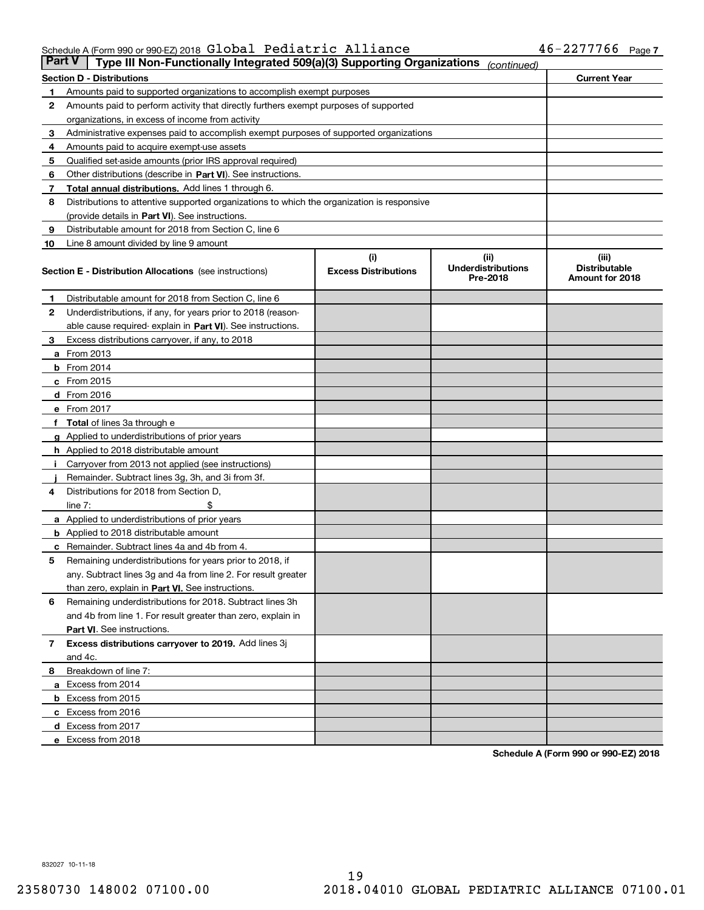Schedule A (Form 990 or 990-EZ) 2018 Global Pediatric Alliance 46-2277766 Page 7

**Part V** | **Type III Non-Functionally Integrated 509(a)(3) Supporting Organizations** *(continued)*

| **Section D - Distributions** | | **Current Year** |
|---|---|---|
| 1 | Amounts paid to supported organizations to accomplish exempt purposes | |
| 2 | Amounts paid to perform activity that directly furthers exempt purposes of supported organizations, in excess of income from activity | |
| 3 | Administrative expenses paid to accomplish exempt purposes of supported organizations | |
| 4 | Amounts paid to acquire exempt-use assets | |
| 5 | Qualified set-aside amounts (prior IRS approval required) | |
| 6 | Other distributions (describe in **Part VI**). See instructions. | |
| 7 | **Total annual distributions.** Add lines 1 through 6. | |
| 8 | Distributions to attentive supported organizations to which the organization is responsive (provide details in **Part VI**). See instructions. | |
| 9 | Distributable amount for 2018 from Section C, line 6 | |
| 10 | Line 8 amount divided by line 9 amount | |

| **Section E - Distribution Allocations** (see instructions) | **(i) Excess Distributions** | **(ii) Underdistributions Pre-2018** | **(iii) Distributable Amount for 2018** |
|---|---|---|---|
| **1** Distributable amount for 2018 from Section C, line 6 | | | |
| **2** Underdistributions, if any, for years prior to 2018 (reasonable cause required- explain in **Part VI**). See instructions. | | | |
| **3** Excess distributions carryover, if any, to 2018 | | | |
| **a** From 2013 | | | |
| **b** From 2014 | | | |
| **c** From 2015 | | | |
| **d** From 2016 | | | |
| **e** From 2017 | | | |
| **f** **Total** of lines 3a through e | | | |
| **g** Applied to underdistributions of prior years | | | |
| **h** Applied to 2018 distributable amount | | | |
| **i** Carryover from 2013 not applied (see instructions) | | | |
| **j** Remainder. Subtract lines 3g, 3h, and 3i from 3f. | | | |
| **4** Distributions for 2018 from Section D, line 7: $ | | | |
| **a** Applied to underdistributions of prior years | | | |
| **b** Applied to 2018 distributable amount | | | |
| **c** Remainder. Subtract lines 4a and 4b from 4. | | | |
| **5** Remaining underdistributions for years prior to 2018, if any. Subtract lines 3g and 4a from line 2. For result greater than zero, explain in **Part VI.** See instructions. | | | |
| **6** Remaining underdistributions for 2018. Subtract lines 3h and 4b from line 1. For result greater than zero, explain in **Part VI**. See instructions. | | | |
| **7** **Excess distributions carryover to 2019.** Add lines 3j and 4c. | | | |
| **8** Breakdown of line 7: | | | |
| **a** Excess from 2014 | | | |
| **b** Excess from 2015 | | | |
| **c** Excess from 2016 | | | |
| **d** Excess from 2017 | | | |
| **e** Excess from 2018 | | | |

**Schedule A (Form 990 or 990-EZ) 2018**

832027 10-11-18

23580730 148002 07100.00 2018.04010 GLOBAL PEDIATRIC ALLIANCE 07100.01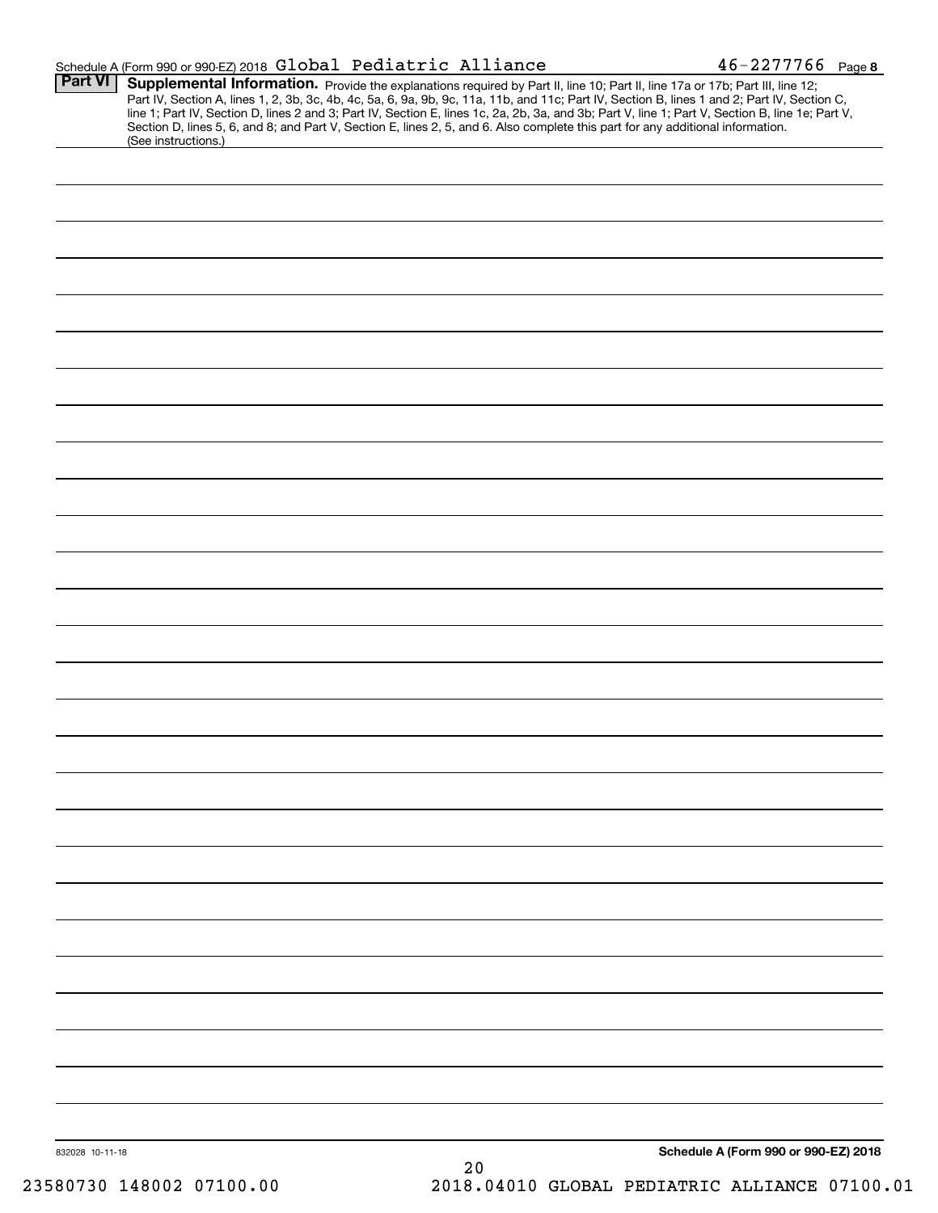Schedule A (Form 990 or 990-EZ) 2018 Global Pediatric Alliance 46-2277766 Page 8

**Part VI** **Supplemental Information.** Provide the explanations required by Part II, line 10; Part II, line 17a or 17b; Part III, line 12; Part IV, Section A, lines 1, 2, 3b, 3c, 4b, 4c, 5a, 6, 9a, 9b, 9c, 11a, 11b, and 11c; Part IV, Section B, lines 1 and 2; Part IV, Section C, line 1; Part IV, Section D, lines 2 and 3; Part IV, Section E, lines 1c, 2a, 2b, 3a, and 3b; Part V, line 1; Part V, Section B, line 1e; Part V, Section D, lines 5, 6, and 8; and Part V, Section E, lines 2, 5, and 6. Also complete this part for any additional information. (See instructions.)

832028 10-11-18

**Schedule A (Form 990 or 990-EZ) 2018**

23580730 148002 07100.00 2018.04010 GLOBAL PEDIATRIC ALLIANCE 07100.01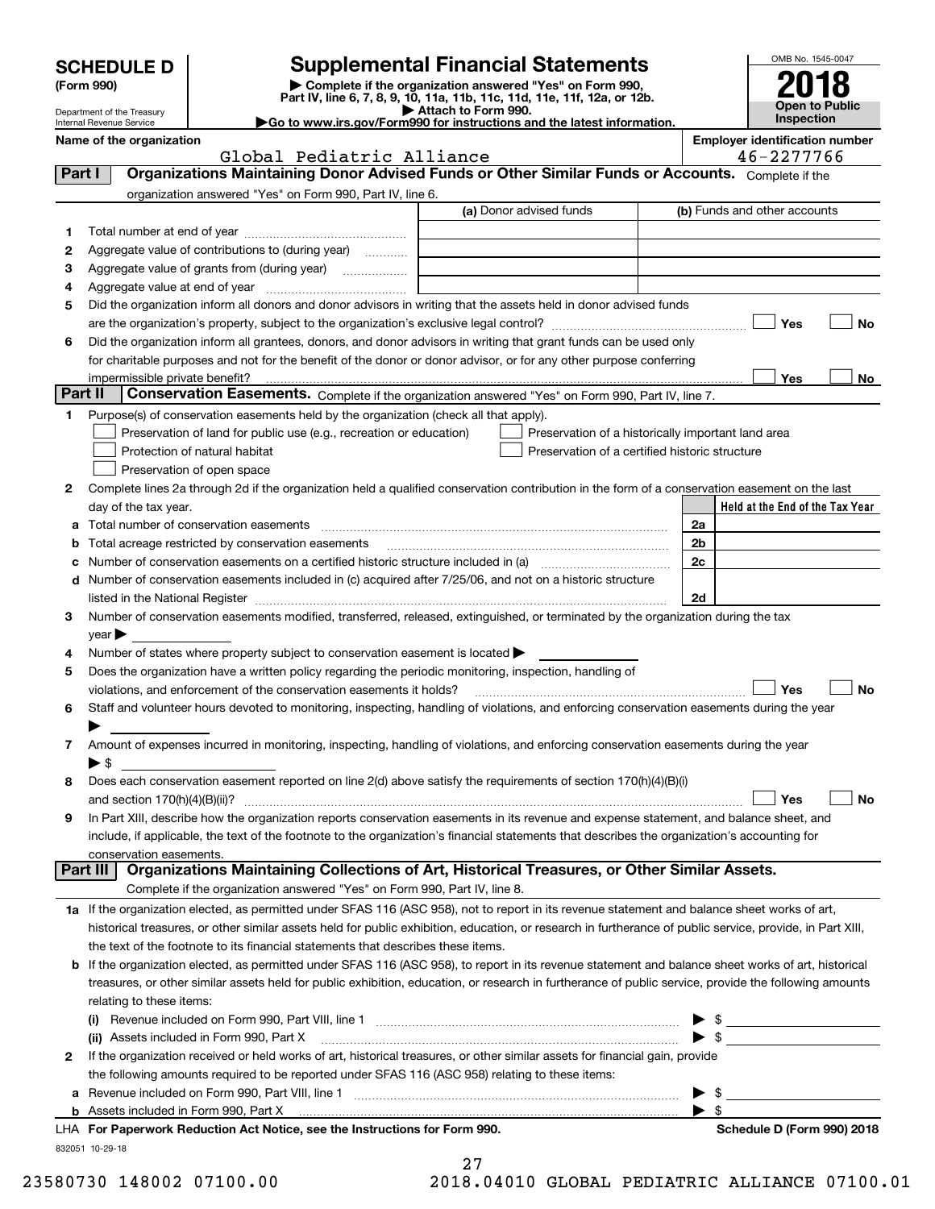# SCHEDULE D (Form 990)

Department of the Treasury
Internal Revenue Service

## Supplemental Financial Statements

▶ Complete if the organization answered "Yes" on Form 990, Part IV, line 6, 7, 8, 9, 10, 11a, 11b, 11c, 11d, 11e, 11f, 12a, or 12b.
▶ Attach to Form 990.
▶Go to www.irs.gov/Form990 for instructions and the latest information.

OMB No. 1545-0047

**2018**

**Open to Public Inspection**

**Name of the organization**
Global Pediatric Alliance

**Employer identification number**
46-2277766

## Part I Organizations Maintaining Donor Advised Funds or Other Similar Funds or Accounts. Complete if the organization answered "Yes" on Form 990, Part IV, line 6.

| | | (a) Donor advised funds | (b) Funds and other accounts |
|---|---|---|---|
| 1 | Total number at end of year | | |
| 2 | Aggregate value of contributions to (during year) | | |
| 3 | Aggregate value of grants from (during year) | | |
| 4 | Aggregate value at end of year | | |

5 Did the organization inform all donors and donor advisors in writing that the assets held in donor advised funds are the organization's property, subject to the organization's exclusive legal control? ☐ Yes ☐ No

6 Did the organization inform all grantees, donors, and donor advisors in writing that grant funds can be used only for charitable purposes and not for the benefit of the donor or donor advisor, or for any other purpose conferring impermissible private benefit? ☐ Yes ☐ No

## Part II Conservation Easements. Complete if the organization answered "Yes" on Form 990, Part IV, line 7.

1 Purpose(s) of conservation easements held by the organization (check all that apply).

☐ Preservation of land for public use (e.g., recreation or education)
☐ Preservation of a historically important land area
☐ Protection of natural habitat
☐ Preservation of a certified historic structure
☐ Preservation of open space

2 Complete lines 2a through 2d if the organization held a qualified conservation contribution in the form of a conservation easement on the last day of the tax year.

| | | | Held at the End of the Tax Year |
|---|---|---|---|
| a | Total number of conservation easements | 2a | |
| b | Total acreage restricted by conservation easements | 2b | |
| c | Number of conservation easements on a certified historic structure included in (a) | 2c | |
| d | Number of conservation easements included in (c) acquired after 7/25/06, and not on a historic structure listed in the National Register | 2d | |

3 Number of conservation easements modified, transferred, released, extinguished, or terminated by the organization during the tax year ▶

4 Number of states where property subject to conservation easement is located ▶

5 Does the organization have a written policy regarding the periodic monitoring, inspection, handling of violations, and enforcement of the conservation easements it holds? ☐ Yes ☐ No

6 Staff and volunteer hours devoted to monitoring, inspecting, handling of violations, and enforcing conservation easements during the year ▶

7 Amount of expenses incurred in monitoring, inspecting, handling of violations, and enforcing conservation easements during the year ▶ $

8 Does each conservation easement reported on line 2(d) above satisfy the requirements of section 170(h)(4)(B)(i) and section 170(h)(4)(B)(ii)? ☐ Yes ☐ No

9 In Part XIII, describe how the organization reports conservation easements in its revenue and expense statement, and balance sheet, and include, if applicable, the text of the footnote to the organization's financial statements that describes the organization's accounting for conservation easements.

## Part III Organizations Maintaining Collections of Art, Historical Treasures, or Other Similar Assets.

Complete if the organization answered "Yes" on Form 990, Part IV, line 8.

1a If the organization elected, as permitted under SFAS 116 (ASC 958), not to report in its revenue statement and balance sheet works of art, historical treasures, or other similar assets held for public exhibition, education, or research in furtherance of public service, provide, in Part XIII, the text of the footnote to its financial statements that describes these items.

b If the organization elected, as permitted under SFAS 116 (ASC 958), to report in its revenue statement and balance sheet works of art, historical treasures, or other similar assets held for public exhibition, education, or research in furtherance of public service, provide the following amounts relating to these items:

(i) Revenue included on Form 990, Part VIII, line 1 ▶ $

(ii) Assets included in Form 990, Part X ▶ $

2 If the organization received or held works of art, historical treasures, or other similar assets for financial gain, provide the following amounts required to be reported under SFAS 116 (ASC 958) relating to these items:

a Revenue included on Form 990, Part VIII, line 1 ▶ $

b Assets included in Form 990, Part X ▶ $

LHA For Paperwork Reduction Act Notice, see the Instructions for Form 990. Schedule D (Form 990) 2018

832051 10-29-18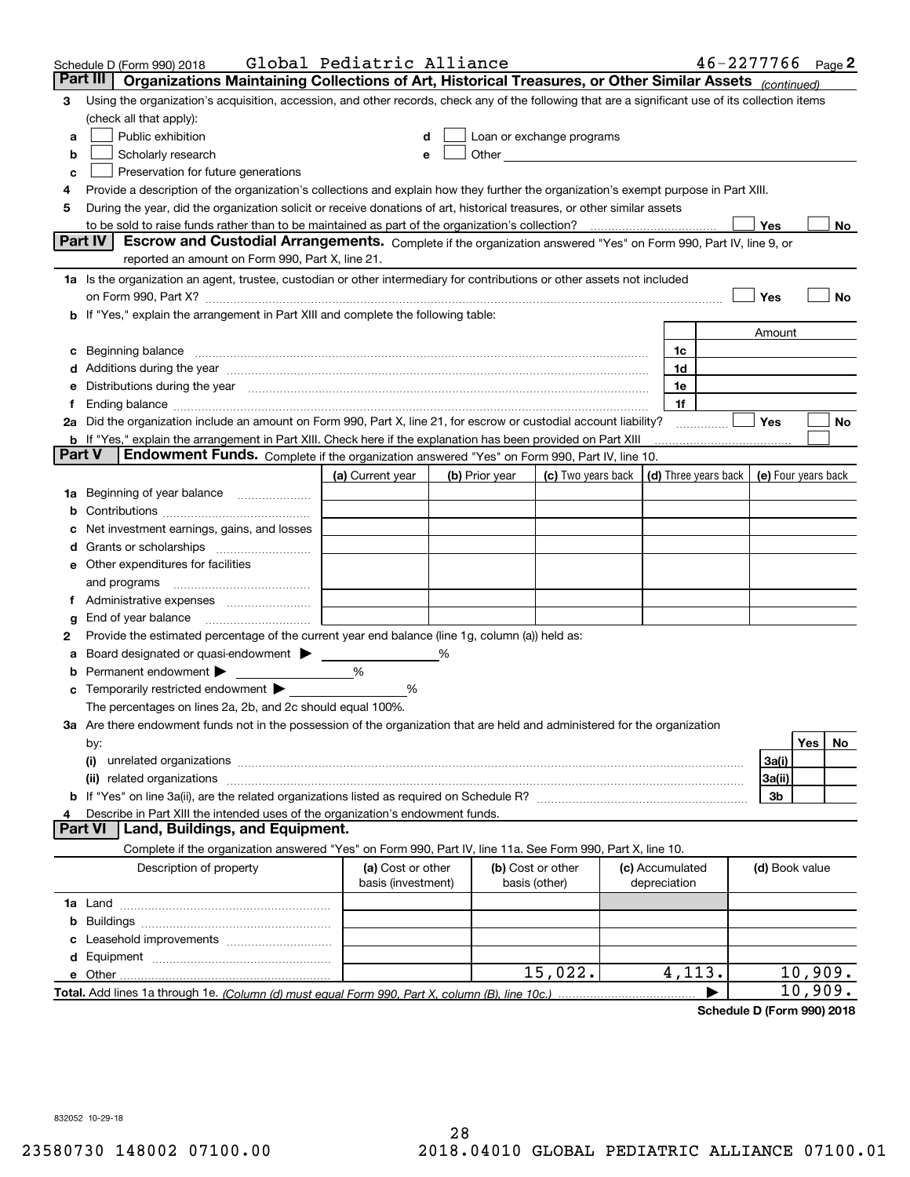Schedule D (Form 990) 2018 Global Pediatric Alliance 46-2277766 Page 2

## Part III Organizations Maintaining Collections of Art, Historical Treasures, or Other Similar Assets *(continued)*

**3** Using the organization's acquisition, accession, and other records, check any of the following that are a significant use of its collection items (check all that apply):

- **a** ☐ Public exhibition
- **b** ☐ Scholarly research
- **c** ☐ Preservation for future generations
- **d** ☐ Loan or exchange programs
- **e** ☐ Other

**4** Provide a description of the organization's collections and explain how they further the organization's exempt purpose in Part XIII.

**5** During the year, did the organization solicit or receive donations of art, historical treasures, or other similar assets to be sold to raise funds rather than to be maintained as part of the organization's collection? ☐ Yes ☐ No

## Part IV Escrow and Custodial Arrangements.

Complete if the organization answered "Yes" on Form 990, Part IV, line 9, or reported an amount on Form 990, Part X, line 21.

**1a** Is the organization an agent, trustee, custodian or other intermediary for contributions or other assets not included on Form 990, Part X? ☐ Yes ☐ No

**b** If "Yes," explain the arrangement in Part XIII and complete the following table:

| | | Amount |
|---|---|---|
| **c** Beginning balance | 1c | |
| **d** Additions during the year | 1d | |
| **e** Distributions during the year | 1e | |
| **f** Ending balance | 1f | |

**2a** Did the organization include an amount on Form 990, Part X, line 21, for escrow or custodial account liability? ☐ Yes ☐ No

**b** If "Yes," explain the arrangement in Part XIII. Check here if the explanation has been provided on Part XIII ☐

## Part V Endowment Funds.

Complete if the organization answered "Yes" on Form 990, Part IV, line 10.

| | (a) Current year | (b) Prior year | (c) Two years back | (d) Three years back | (e) Four years back |
|---|---|---|---|---|---|
| **1a** Beginning of year balance | | | | | |
| **b** Contributions | | | | | |
| **c** Net investment earnings, gains, and losses | | | | | |
| **d** Grants or scholarships | | | | | |
| **e** Other expenditures for facilities and programs | | | | | |
| **f** Administrative expenses | | | | | |
| **g** End of year balance | | | | | |

**2** Provide the estimated percentage of the current year end balance (line 1g, column (a)) held as:

- **a** Board designated or quasi-endowment ▶ ______ %
- **b** Permanent endowment ▶ ______ %
- **c** Temporarily restricted endowment ▶ ______ %

The percentages on lines 2a, 2b, and 2c should equal 100%.

**3a** Are there endowment funds not in the possession of the organization that are held and administered for the organization by:

| | | Yes | No |
|---|---|---|---|
| **(i)** unrelated organizations | 3a(i) | | |
| **(ii)** related organizations | 3a(ii) | | |
| **b** If "Yes" on line 3a(ii), are the related organizations listed as required on Schedule R? | 3b | | |

**4** Describe in Part XIII the intended uses of the organization's endowment funds.

## Part VI Land, Buildings, and Equipment.

Complete if the organization answered "Yes" on Form 990, Part IV, line 11a. See Form 990, Part X, line 10.

| Description of property | (a) Cost or other basis (investment) | (b) Cost or other basis (other) | (c) Accumulated depreciation | (d) Book value |
|---|---|---|---|---|
| **1a** Land | | | | |
| **b** Buildings | | | | |
| **c** Leasehold improvements | | | | |
| **d** Equipment | | | | |
| **e** Other | | 15,022. | 4,113. | 10,909. |
| **Total.** Add lines 1a through 1e. *(Column (d) must equal Form 990, Part X, column (B), line 10c.)* | | | ▶ | 10,909. |

**Schedule D (Form 990) 2018**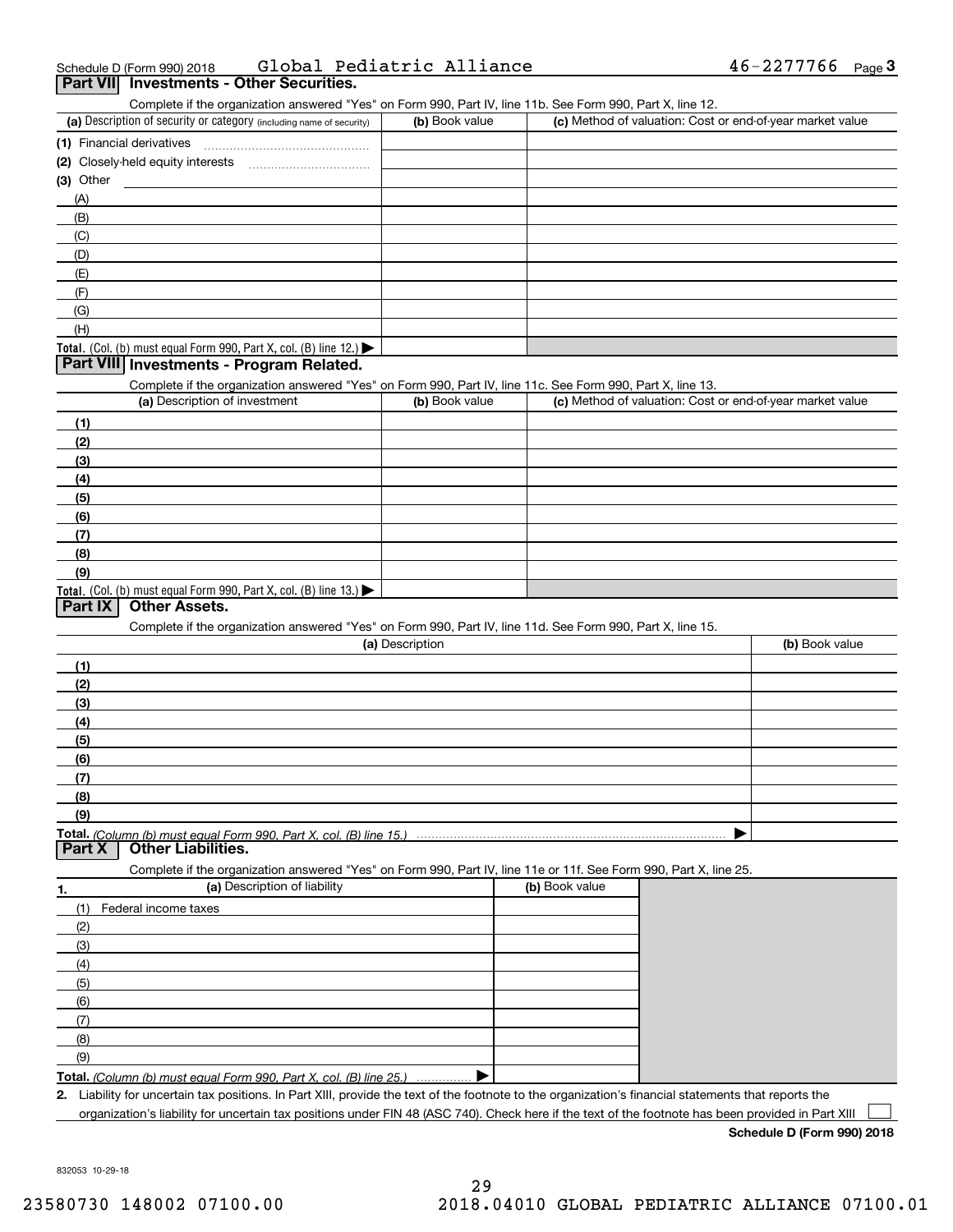Schedule D (Form 990) 2018 Global Pediatric Alliance 46-2277766 Page **3**

## Part VII Investments - Other Securities.

Complete if the organization answered "Yes" on Form 990, Part IV, line 11b. See Form 990, Part X, line 12.

| (a) Description of security or category (including name of security) | (b) Book value | (c) Method of valuation: Cost or end-of-year market value |
|---|---|---|
| (1) Financial derivatives | | |
| (2) Closely-held equity interests | | |
| (3) Other | | |
| (A) | | |
| (B) | | |
| (C) | | |
| (D) | | |
| (E) | | |
| (F) | | |
| (G) | | |
| (H) | | |
| **Total.** (Col. (b) must equal Form 990, Part X, col. (B) line 12.) ▶ | | |

## Part VIII Investments - Program Related.

Complete if the organization answered "Yes" on Form 990, Part IV, line 11c. See Form 990, Part X, line 13.

| (a) Description of investment | (b) Book value | (c) Method of valuation: Cost or end-of-year market value |
|---|---|---|
| (1) | | |
| (2) | | |
| (3) | | |
| (4) | | |
| (5) | | |
| (6) | | |
| (7) | | |
| (8) | | |
| (9) | | |
| **Total.** (Col. (b) must equal Form 990, Part X, col. (B) line 13.) ▶ | | |

## Part IX Other Assets.

Complete if the organization answered "Yes" on Form 990, Part IV, line 11d. See Form 990, Part X, line 15.

| (a) Description | (b) Book value |
|---|---|
| (1) | |
| (2) | |
| (3) | |
| (4) | |
| (5) | |
| (6) | |
| (7) | |
| (8) | |
| (9) | |
| **Total.** *(Column (b) must equal Form 990, Part X, col. (B) line 15.)* ▶ | |

## Part X Other Liabilities.

Complete if the organization answered "Yes" on Form 990, Part IV, line 11e or 11f. See Form 990, Part X, line 25.

| 1. (a) Description of liability | (b) Book value |
|---|---|
| (1) Federal income taxes | |
| (2) | |
| (3) | |
| (4) | |
| (5) | |
| (6) | |
| (7) | |
| (8) | |
| (9) | |
| **Total.** *(Column (b) must equal Form 990, Part X, col. (B) line 25.)* ▶ | |

**2.** Liability for uncertain tax positions. In Part XIII, provide the text of the footnote to the organization's financial statements that reports the organization's liability for uncertain tax positions under FIN 48 (ASC 740). Check here if the text of the footnote has been provided in Part XIII ☐

**Schedule D (Form 990) 2018**

832053 10-29-18

23580730 148002 07100.00 2018.04010 GLOBAL PEDIATRIC ALLIANCE 07100.01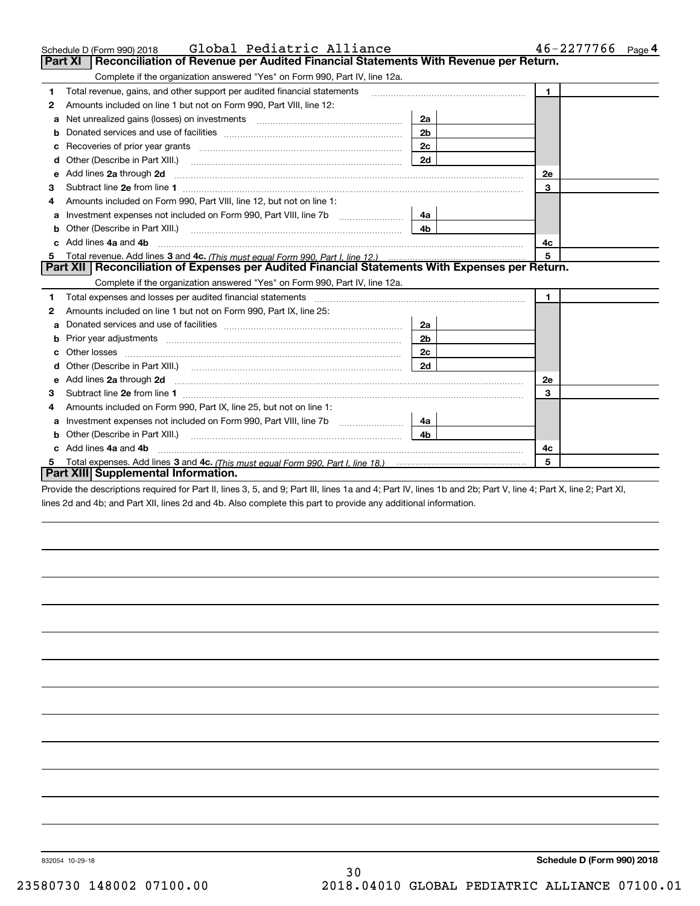Schedule D (Form 990) 2018 Global Pediatric Alliance 46-2277766 Page 4

## Part XI Reconciliation of Revenue per Audited Financial Statements With Revenue per Return.

Complete if the organization answered "Yes" on Form 990, Part IV, line 12a.

| | | | | | |
|---|---|---|---|---|---|
| 1 | Total revenue, gains, and other support per audited financial statements | | | 1 | |
| 2 | Amounts included on line 1 but not on Form 990, Part VIII, line 12: | | | | |
| a | Net unrealized gains (losses) on investments | 2a | | | |
| b | Donated services and use of facilities | 2b | | | |
| c | Recoveries of prior year grants | 2c | | | |
| d | Other (Describe in Part XIII.) | 2d | | | |
| e | Add lines 2a through 2d | | | 2e | |
| 3 | Subtract line 2e from line 1 | | | 3 | |
| 4 | Amounts included on Form 990, Part VIII, line 12, but not on line 1: | | | | |
| a | Investment expenses not included on Form 990, Part VIII, line 7b | 4a | | | |
| b | Other (Describe in Part XIII.) | 4b | | | |
| c | Add lines 4a and 4b | | | 4c | |
| 5 | Total revenue. Add lines 3 and 4c. *(This must equal Form 990, Part I, line 12.)* | | | 5 | |

## Part XII Reconciliation of Expenses per Audited Financial Statements With Expenses per Return.

Complete if the organization answered "Yes" on Form 990, Part IV, line 12a.

| | | | | | |
|---|---|---|---|---|---|
| 1 | Total expenses and losses per audited financial statements | | | 1 | |
| 2 | Amounts included on line 1 but not on Form 990, Part IX, line 25: | | | | |
| a | Donated services and use of facilities | 2a | | | |
| b | Prior year adjustments | 2b | | | |
| c | Other losses | 2c | | | |
| d | Other (Describe in Part XIII.) | 2d | | | |
| e | Add lines 2a through 2d | | | 2e | |
| 3 | Subtract line 2e from line 1 | | | 3 | |
| 4 | Amounts included on Form 990, Part IX, line 25, but not on line 1: | | | | |
| a | Investment expenses not included on Form 990, Part VIII, line 7b | 4a | | | |
| b | Other (Describe in Part XIII.) | 4b | | | |
| c | Add lines 4a and 4b | | | 4c | |
| 5 | Total expenses. Add lines 3 and 4c. *(This must equal Form 990, Part I, line 18.)* | | | 5 | |

## Part XIII Supplemental Information.

Provide the descriptions required for Part II, lines 3, 5, and 9; Part III, lines 1a and 4; Part IV, lines 1b and 2b; Part V, line 4; Part X, line 2; Part XI, lines 2d and 4b; and Part XII, lines 2d and 4b. Also complete this part to provide any additional information.

832054 10-29-18

Schedule D (Form 990) 2018

23580730 148002 07100.00 2018.04010 GLOBAL PEDIATRIC ALLIANCE 07100.01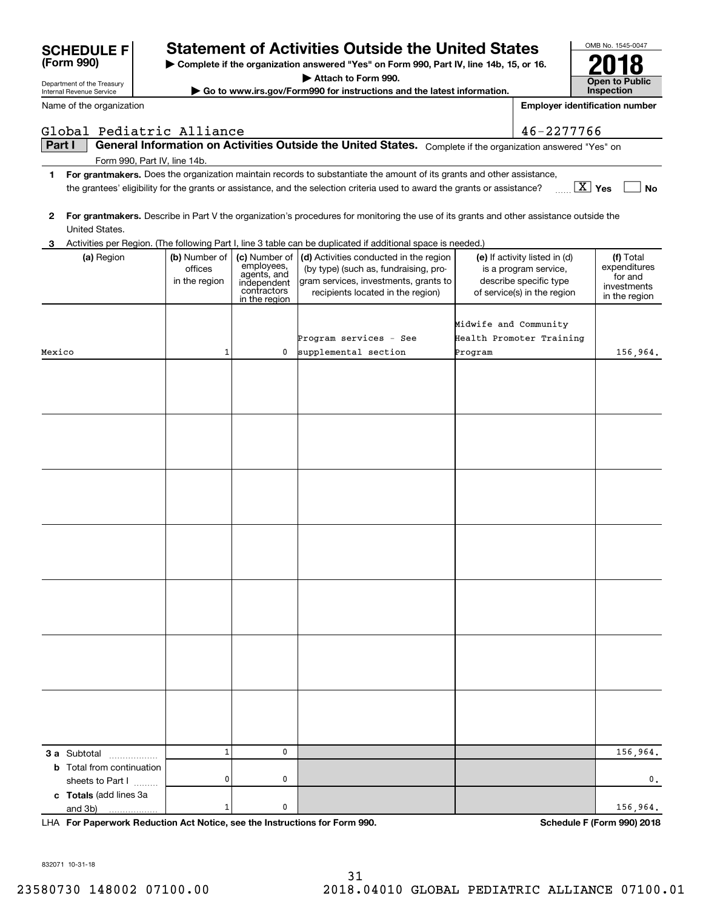# SCHEDULE F (Form 990)

Department of the Treasury
Internal Revenue Service

## Statement of Activities Outside the United States

**▶ Complete if the organization answered "Yes" on Form 990, Part IV, line 14b, 15, or 16.**
**▶ Attach to Form 990.**
**▶ Go to www.irs.gov/Form990 for instructions and the latest information.**

OMB No. 1545-0047
**2018**
**Open to Public Inspection**

Name of the organization: Global Pediatric Alliance

Employer identification number: 46-2277766

**Part I — General Information on Activities Outside the United States.** Complete if the organization answered "Yes" on Form 990, Part IV, line 14b.

1. **For grantmakers.** Does the organization maintain records to substantiate the amount of its grants and other assistance, the grantees' eligibility for the grants or assistance, and the selection criteria used to award the grants or assistance? [X] Yes [ ] No

2. **For grantmakers.** Describe in Part V the organization's procedures for monitoring the use of its grants and other assistance outside the United States.

3. Activities per Region. (The following Part I, line 3 table can be duplicated if additional space is needed.)

| (a) Region | (b) Number of offices in the region | (c) Number of employees, agents, and independent contractors in the region | (d) Activities conducted in the region (by type) (such as, fundraising, program services, investments, grants to recipients located in the region) | (e) If activity listed in (d) is a program service, describe specific type of service(s) in the region | (f) Total expenditures for and investments in the region |
|---|---|---|---|---|---|
| Mexico | 1 | 0 | Program services - See supplemental section | Midwife and Community Health Promoter Training Program | 156,964. |
| | | | | | |
| | | | | | |
| | | | | | |
| | | | | | |
| | | | | | |
| | | | | | |
| | | | | | |
| **3 a** Subtotal | 1 | 0 | | | 156,964. |
| **b** Total from continuation sheets to Part I | 0 | 0 | | | 0. |
| **c Totals** (add lines 3a and 3b) | 1 | 0 | | | 156,964. |

LHA **For Paperwork Reduction Act Notice, see the Instructions for Form 990.** **Schedule F (Form 990) 2018**

832071 10-31-18

23580730 148002 07100.00 2018.04010 GLOBAL PEDIATRIC ALLIANCE 07100.01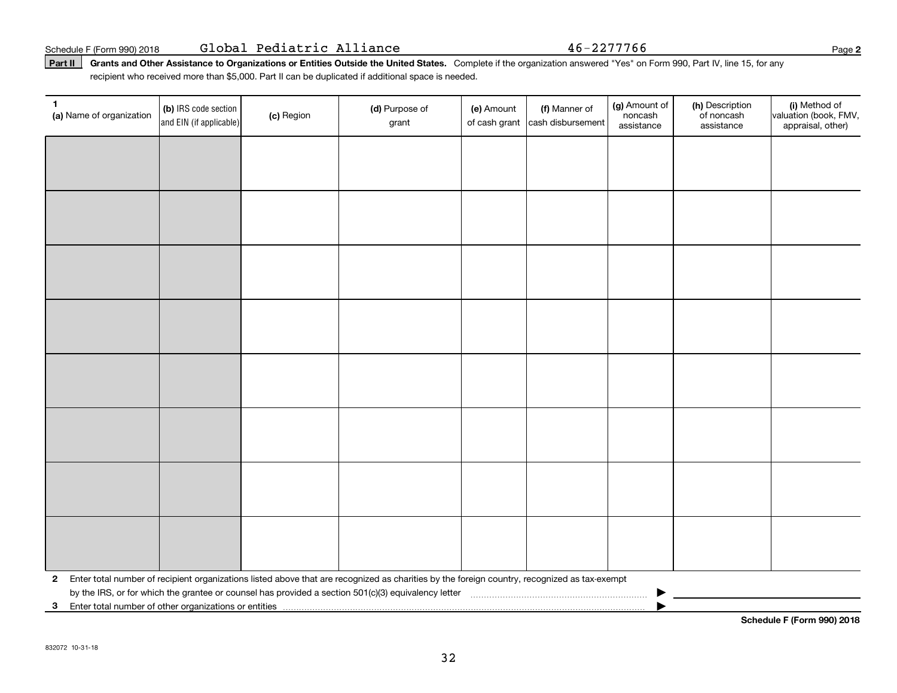Schedule F (Form 990) 2018 Global Pediatric Alliance 46-2277766 Page **2**

**Part II** **Grants and Other Assistance to Organizations or Entities Outside the United States.** Complete if the organization answered "Yes" on Form 990, Part IV, line 15, for any recipient who received more than $5,000. Part II can be duplicated if additional space is needed.

| 1 (a) Name of organization | (b) IRS code section and EIN (if applicable) | (c) Region | (d) Purpose of grant | (e) Amount of cash grant | (f) Manner of cash disbursement | (g) Amount of noncash assistance | (h) Description of noncash assistance | (i) Method of valuation (book, FMV, appraisal, other) |
|---|---|---|---|---|---|---|---|---|
| | | | | | | | | |
| | | | | | | | | |
| | | | | | | | | |
| | | | | | | | | |
| | | | | | | | | |
| | | | | | | | | |
| | | | | | | | | |
| | | | | | | | | |

**2** Enter total number of recipient organizations listed above that are recognized as charities by the foreign country, recognized as tax-exempt by the IRS, or for which the grantee or counsel has provided a section 501(c)(3) equivalency letter ▶

**3** Enter total number of other organizations or entities ▶

**Schedule F (Form 990) 2018**

832072 10-31-18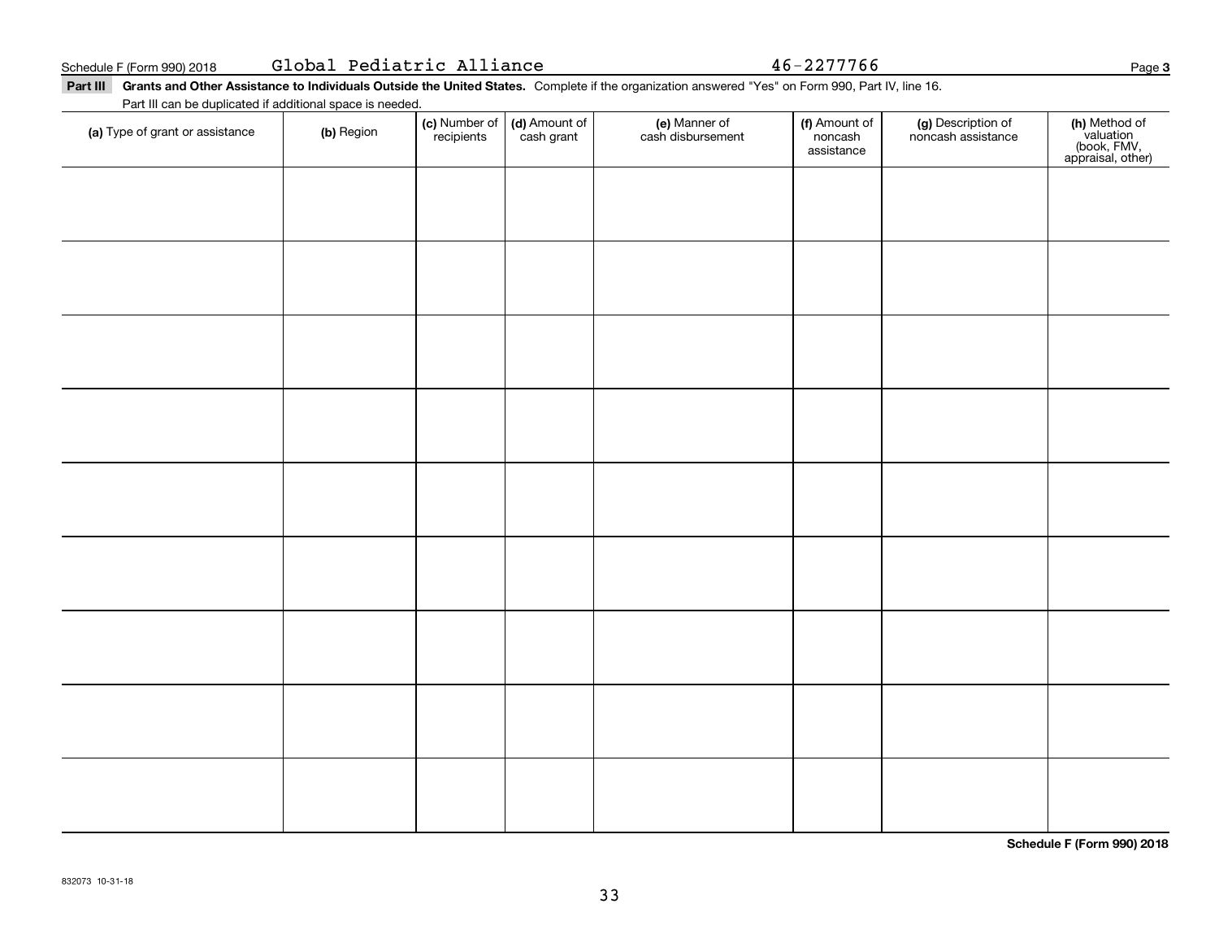Schedule F (Form 990) 2018 Global Pediatric Alliance 46-2277766

**Part III** **Grants and Other Assistance to Individuals Outside the United States.** Complete if the organization answered "Yes" on Form 990, Part IV, line 16.

Part III can be duplicated if additional space is needed.

| (a) Type of grant or assistance | (b) Region | (c) Number of recipients | (d) Amount of cash grant | (e) Manner of cash disbursement | (f) Amount of noncash assistance | (g) Description of noncash assistance | (h) Method of valuation (book, FMV, appraisal, other) |
|---|---|---|---|---|---|---|---|
| | | | | | | | |
| | | | | | | | |
| | | | | | | | |
| | | | | | | | |
| | | | | | | | |
| | | | | | | | |
| | | | | | | | |
| | | | | | | | |
| | | | | | | | |

**Schedule F (Form 990) 2018**

832073 10-31-18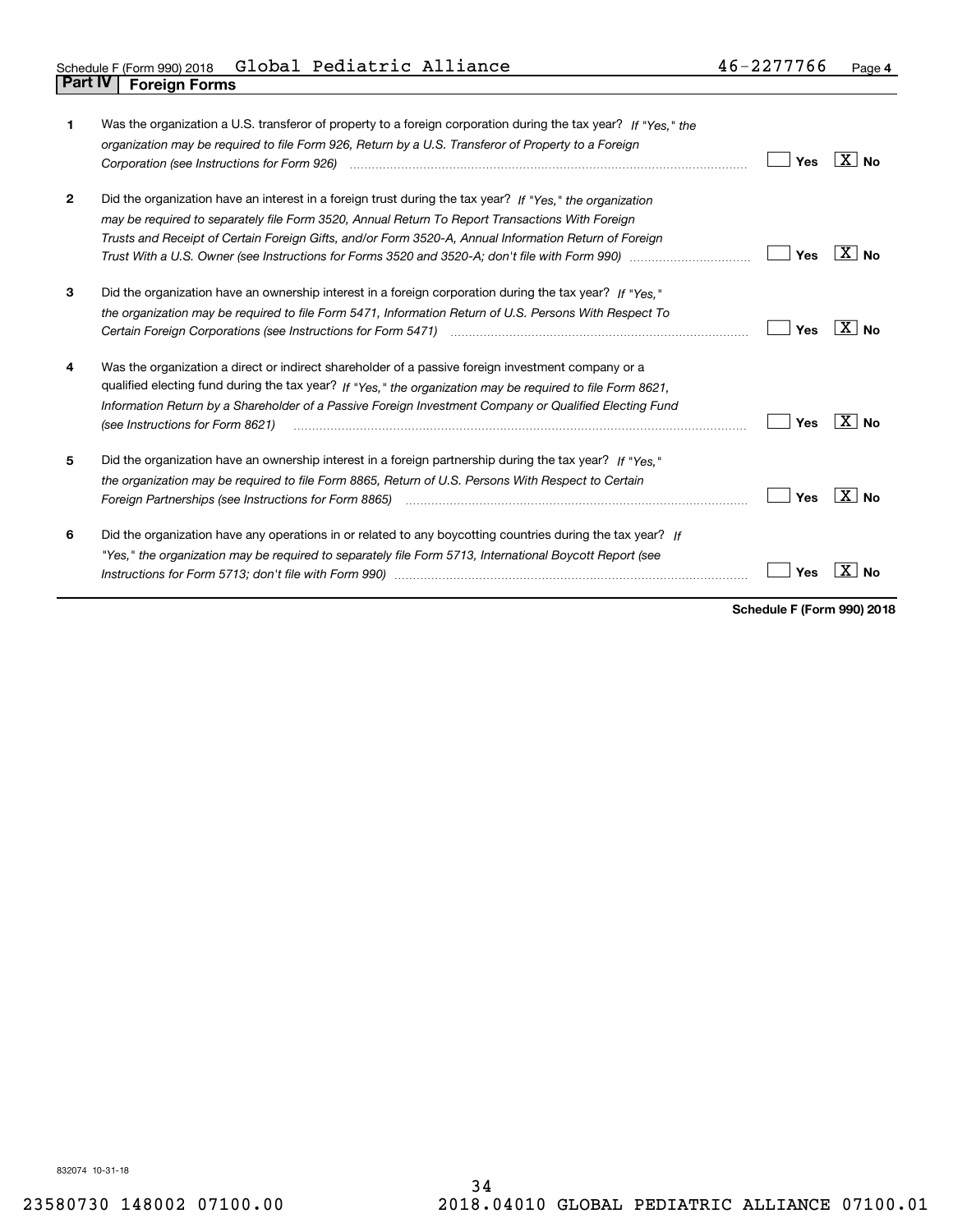Schedule F (Form 990) 2018 Global Pediatric Alliance 46-2277766 Page 4

## Part IV Foreign Forms

| | | |
|---|---|---|
| **1** | Was the organization a U.S. transferor of property to a foreign corporation during the tax year? *If "Yes," the organization may be required to file Form 926, Return by a U.S. Transferor of Property to a Foreign Corporation (see Instructions for Form 926)* | [ ] Yes [X] No |
| **2** | Did the organization have an interest in a foreign trust during the tax year? *If "Yes," the organization may be required to separately file Form 3520, Annual Return To Report Transactions With Foreign Trusts and Receipt of Certain Foreign Gifts, and/or Form 3520-A, Annual Information Return of Foreign Trust With a U.S. Owner (see Instructions for Forms 3520 and 3520-A; don't file with Form 990)* | [ ] Yes [X] No |
| **3** | Did the organization have an ownership interest in a foreign corporation during the tax year? *If "Yes," the organization may be required to file Form 5471, Information Return of U.S. Persons With Respect To Certain Foreign Corporations (see Instructions for Form 5471)* | [ ] Yes [X] No |
| **4** | Was the organization a direct or indirect shareholder of a passive foreign investment company or a qualified electing fund during the tax year? *If "Yes," the organization may be required to file Form 8621, Information Return by a Shareholder of a Passive Foreign Investment Company or Qualified Electing Fund (see Instructions for Form 8621)* | [ ] Yes [X] No |
| **5** | Did the organization have an ownership interest in a foreign partnership during the tax year? *If "Yes," the organization may be required to file Form 8865, Return of U.S. Persons With Respect to Certain Foreign Partnerships (see Instructions for Form 8865)* | [ ] Yes [X] No |
| **6** | Did the organization have any operations in or related to any boycotting countries during the tax year? *If "Yes," the organization may be required to separately file Form 5713, International Boycott Report (see Instructions for Form 5713; don't file with Form 990)* | [ ] Yes [X] No |

**Schedule F (Form 990) 2018**

832074 10-31-18

23580730 148002 07100.00 2018.04010 GLOBAL PEDIATRIC ALLIANCE 07100.01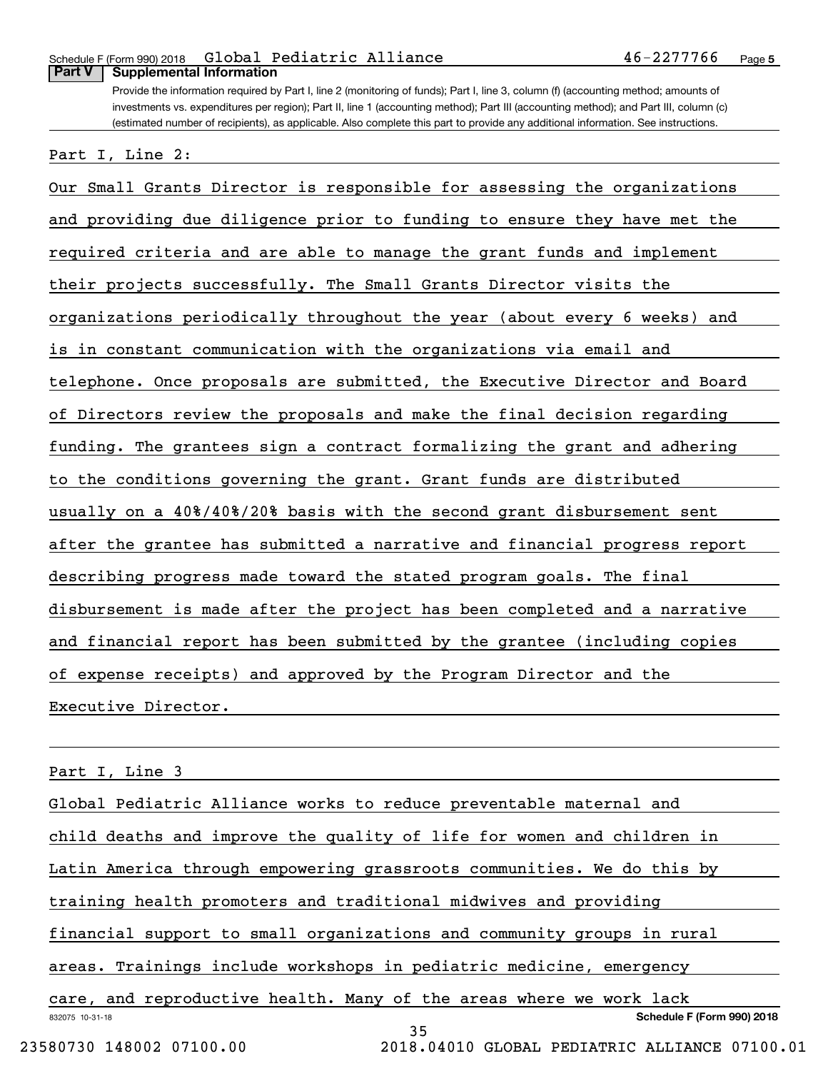## Part V Supplemental Information

Provide the information required by Part I, line 2 (monitoring of funds); Part I, line 3, column (f) (accounting method; amounts of investments vs. expenditures per region); Part II, line 1 (accounting method); Part III (accounting method); and Part III, column (c) (estimated number of recipients), as applicable. Also complete this part to provide any additional information. See instructions.

Part I, Line 2:

Our Small Grants Director is responsible for assessing the organizations and providing due diligence prior to funding to ensure they have met the required criteria and are able to manage the grant funds and implement their projects successfully. The Small Grants Director visits the organizations periodically throughout the year (about every 6 weeks) and is in constant communication with the organizations via email and telephone. Once proposals are submitted, the Executive Director and Board of Directors review the proposals and make the final decision regarding funding. The grantees sign a contract formalizing the grant and adhering to the conditions governing the grant. Grant funds are distributed usually on a 40%/40%/20% basis with the second grant disbursement sent after the grantee has submitted a narrative and financial progress report describing progress made toward the stated program goals. The final disbursement is made after the project has been completed and a narrative and financial report has been submitted by the grantee (including copies of expense receipts) and approved by the Program Director and the Executive Director.

Part I, Line 3

Global Pediatric Alliance works to reduce preventable maternal and child deaths and improve the quality of life for women and children in Latin America through empowering grassroots communities. We do this by training health promoters and traditional midwives and providing financial support to small organizations and community groups in rural areas. Trainings include workshops in pediatric medicine, emergency care, and reproductive health. Many of the areas where we work lack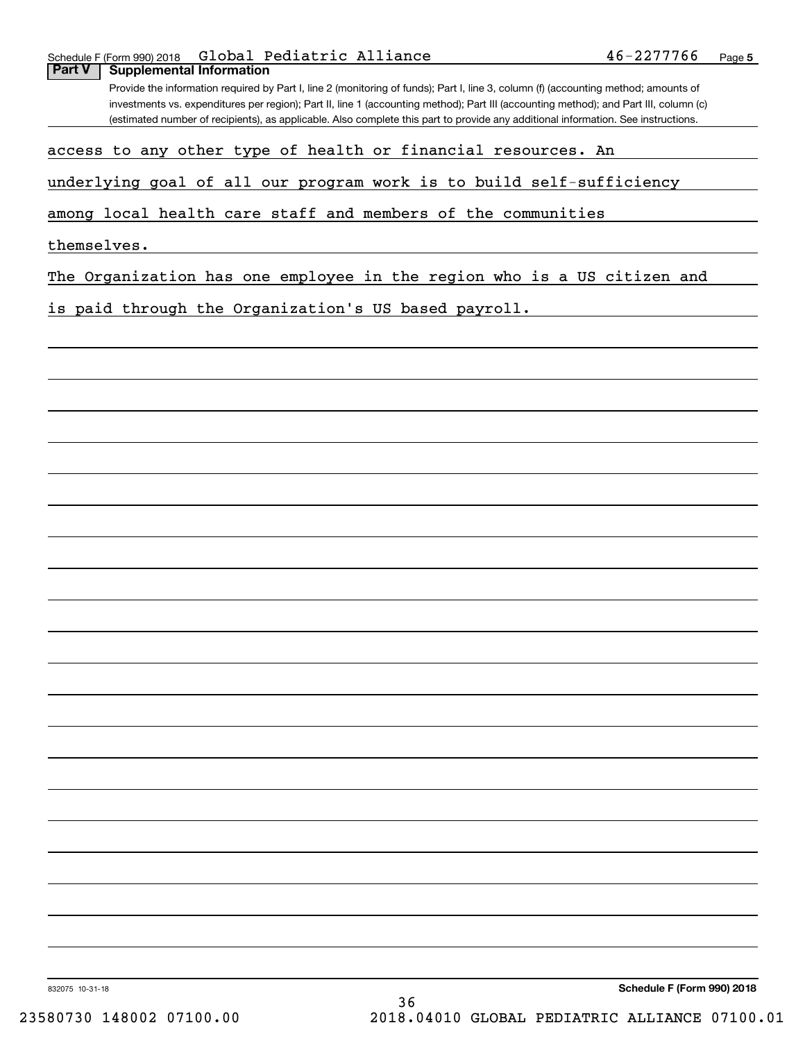Schedule F (Form 990) 2018 Global Pediatric Alliance 46-2277766 Page 5

**Part V | Supplemental Information**

Provide the information required by Part I, line 2 (monitoring of funds); Part I, line 3, column (f) (accounting method; amounts of investments vs. expenditures per region); Part II, line 1 (accounting method); Part III (accounting method); and Part III, column (c) (estimated number of recipients), as applicable. Also complete this part to provide any additional information. See instructions.

access to any other type of health or financial resources. An underlying goal of all our program work is to build self-sufficiency among local health care staff and members of the communities themselves.

The Organization has one employee in the region who is a US citizen and is paid through the Organization's US based payroll.

832075 10-31-18

**Schedule F (Form 990) 2018**

23580730 148002 07100.00 2018.04010 GLOBAL PEDIATRIC ALLIANCE 07100.01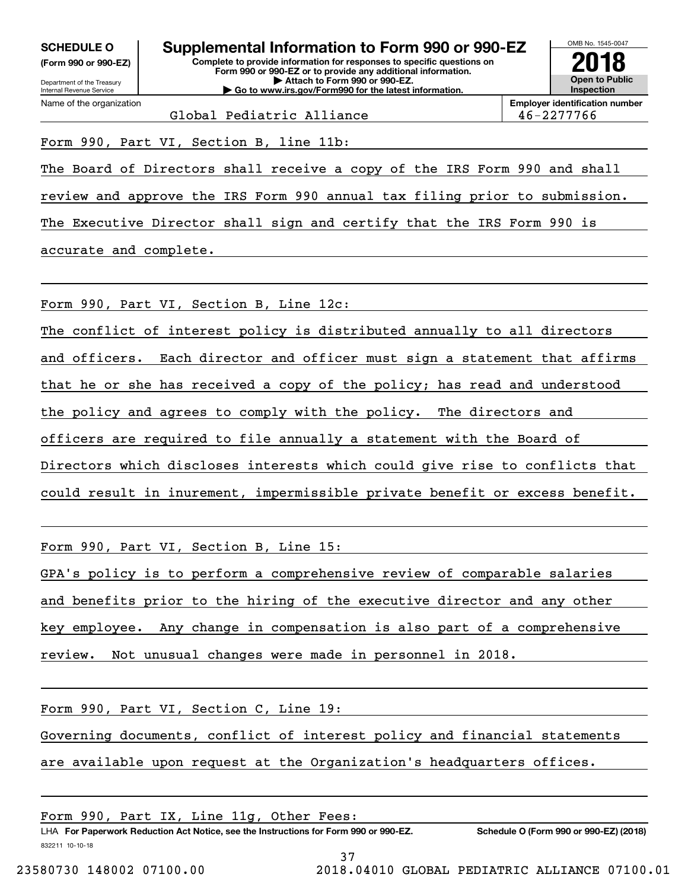**SCHEDULE O**
**(Form 990 or 990-EZ)**

Department of the Treasury
Internal Revenue Service

# Supplemental Information to Form 990 or 990-EZ

**Complete to provide information for responses to specific questions on Form 990 or 990-EZ or to provide any additional information.**
**▶ Attach to Form 990 or 990-EZ.**
**▶ Go to www.irs.gov/Form990 for the latest information.**

OMB No. 1545-0047

**2018**

**Open to Public Inspection**

| Name of the organization | Employer identification number |
|---|---|
| Global Pediatric Alliance | 46-2277766 |

Form 990, Part VI, Section B, line 11b:

The Board of Directors shall receive a copy of the IRS Form 990 and shall review and approve the IRS Form 990 annual tax filing prior to submission. The Executive Director shall sign and certify that the IRS Form 990 is accurate and complete.

Form 990, Part VI, Section B, Line 12c:

The conflict of interest policy is distributed annually to all directors and officers. Each director and officer must sign a statement that affirms that he or she has received a copy of the policy; has read and understood the policy and agrees to comply with the policy. The directors and officers are required to file annually a statement with the Board of Directors which discloses interests which could give rise to conflicts that could result in inurement, impermissible private benefit or excess benefit.

Form 990, Part VI, Section B, Line 15:

GPA's policy is to perform a comprehensive review of comparable salaries and benefits prior to the hiring of the executive director and any other key employee. Any change in compensation is also part of a comprehensive review. Not unusual changes were made in personnel in 2018.

Form 990, Part VI, Section C, Line 19:

Governing documents, conflict of interest policy and financial statements are available upon request at the Organization's headquarters offices.

Form 990, Part IX, Line 11g, Other Fees:

LHA **For Paperwork Reduction Act Notice, see the Instructions for Form 990 or 990-EZ.** **Schedule O (Form 990 or 990-EZ) (2018)**

832211 10-10-18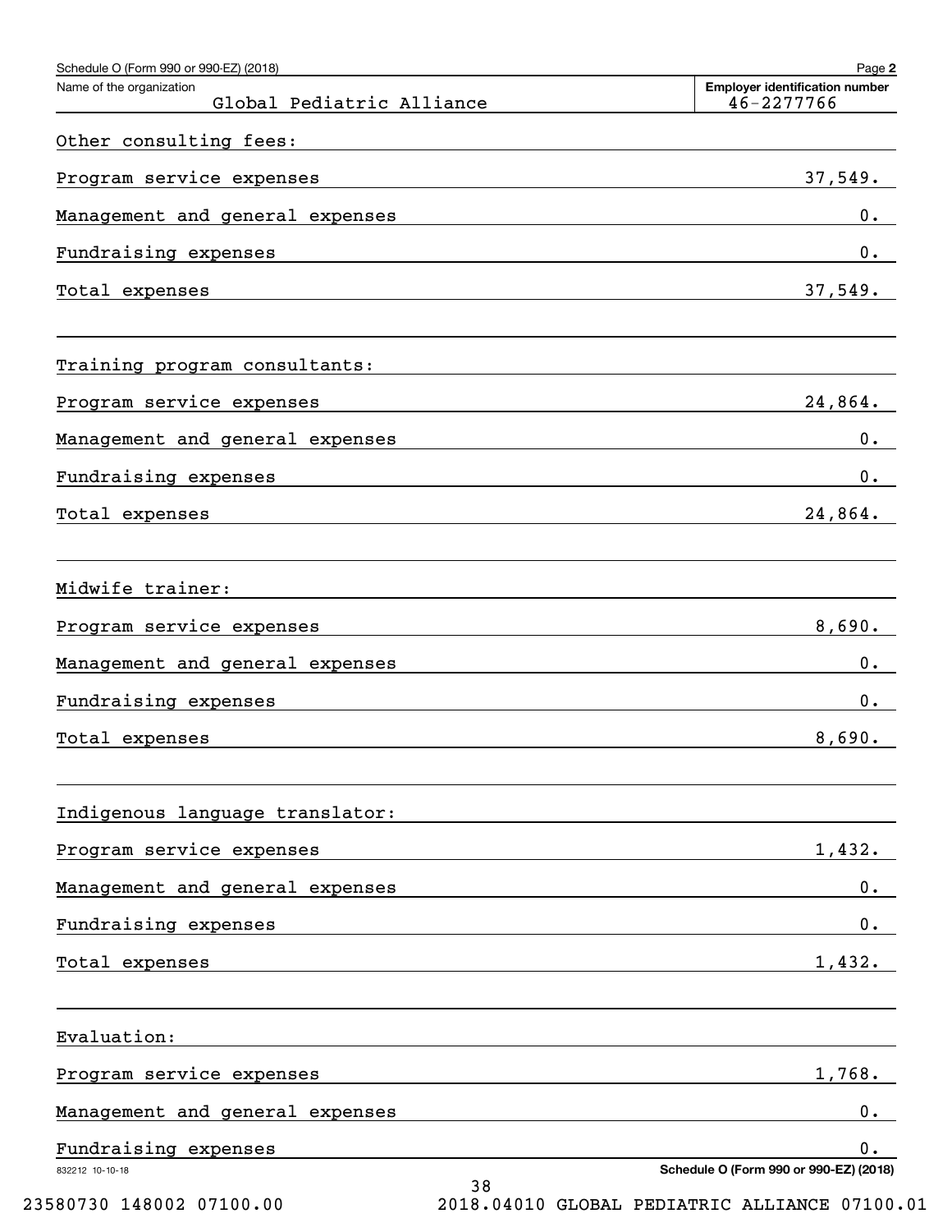Schedule O (Form 990 or 990-EZ) (2018)

Name of the organization: Global Pediatric Alliance

Employer identification number: 46-2277766

Other consulting fees:

| | |
|---|---|
| Program service expenses | 37,549. |
| Management and general expenses | 0. |
| Fundraising expenses | 0. |
| Total expenses | 37,549. |

Training program consultants:

| | |
|---|---|
| Program service expenses | 24,864. |
| Management and general expenses | 0. |
| Fundraising expenses | 0. |
| Total expenses | 24,864. |

Midwife trainer:

| | |
|---|---|
| Program service expenses | 8,690. |
| Management and general expenses | 0. |
| Fundraising expenses | 0. |
| Total expenses | 8,690. |

Indigenous language translator:

| | |
|---|---|
| Program service expenses | 1,432. |
| Management and general expenses | 0. |
| Fundraising expenses | 0. |
| Total expenses | 1,432. |

Evaluation:

| | |
|---|---|
| Program service expenses | 1,768. |
| Management and general expenses | 0. |
| Fundraising expenses | 0. |

832212 10-10-18

Schedule O (Form 990 or 990-EZ) (2018)

23580730 148002 07100.00 2018.04010 GLOBAL PEDIATRIC ALLIANCE 07100.01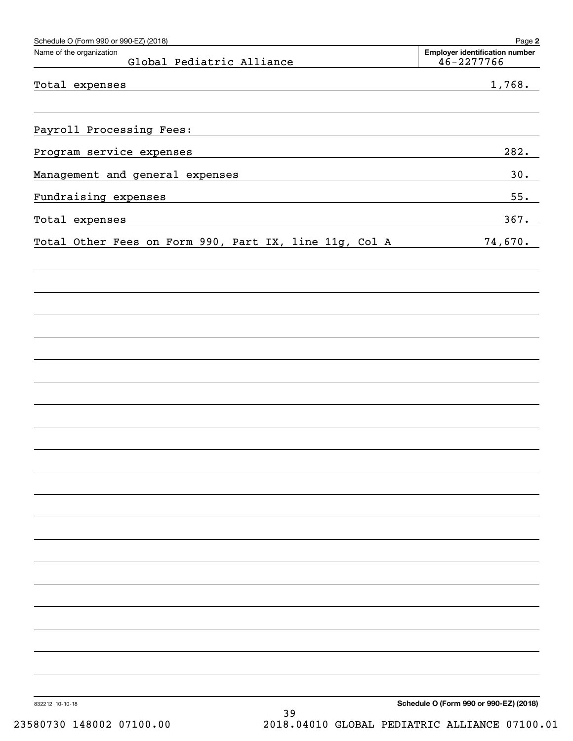Schedule O (Form 990 or 990-EZ) (2018)

Name of the organization: Global Pediatric Alliance

Employer identification number: 46-2277766

| | |
|---|---|
| Total expenses | 1,768. |
| | |
| Payroll Processing Fees: | |
| Program service expenses | 282. |
| Management and general expenses | 30. |
| Fundraising expenses | 55. |
| Total expenses | 367. |
| Total Other Fees on Form 990, Part IX, line 11g, Col A | 74,670. |

832212 10-10-18

Schedule O (Form 990 or 990-EZ) (2018)

23580730 148002 07100.00 2018.04010 GLOBAL PEDIATRIC ALLIANCE 07100.01